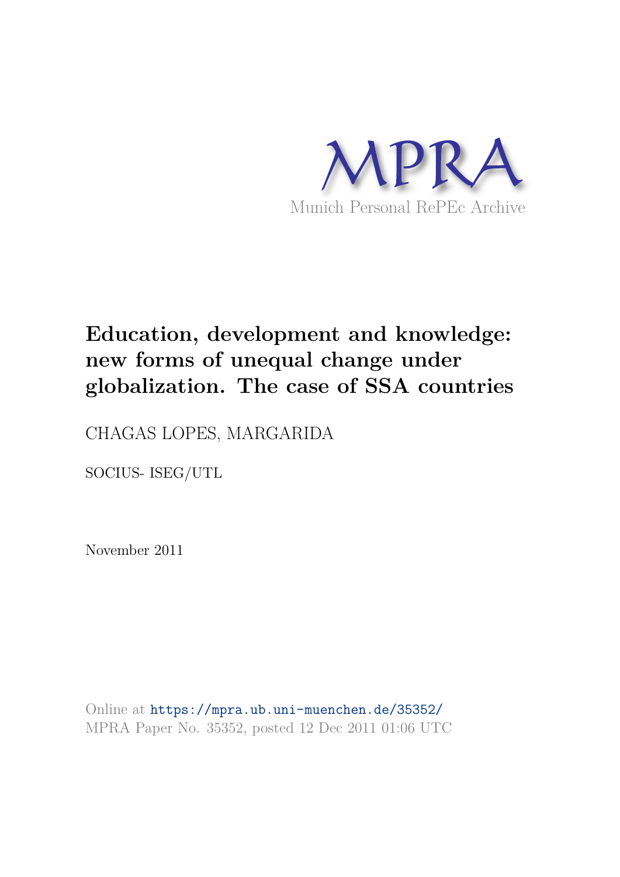MPRA

Munich Personal RePEc Archive

# Education, development and knowledge: new forms of unequal change under globalization. The case of SSA countries

CHAGAS LOPES, MARGARIDA

SOCIUS- ISEG/UTL

November 2011

Online at https://mpra.ub.uni-muenchen.de/35352/
MPRA Paper No. 35352, posted 12 Dec 2011 01:06 UTC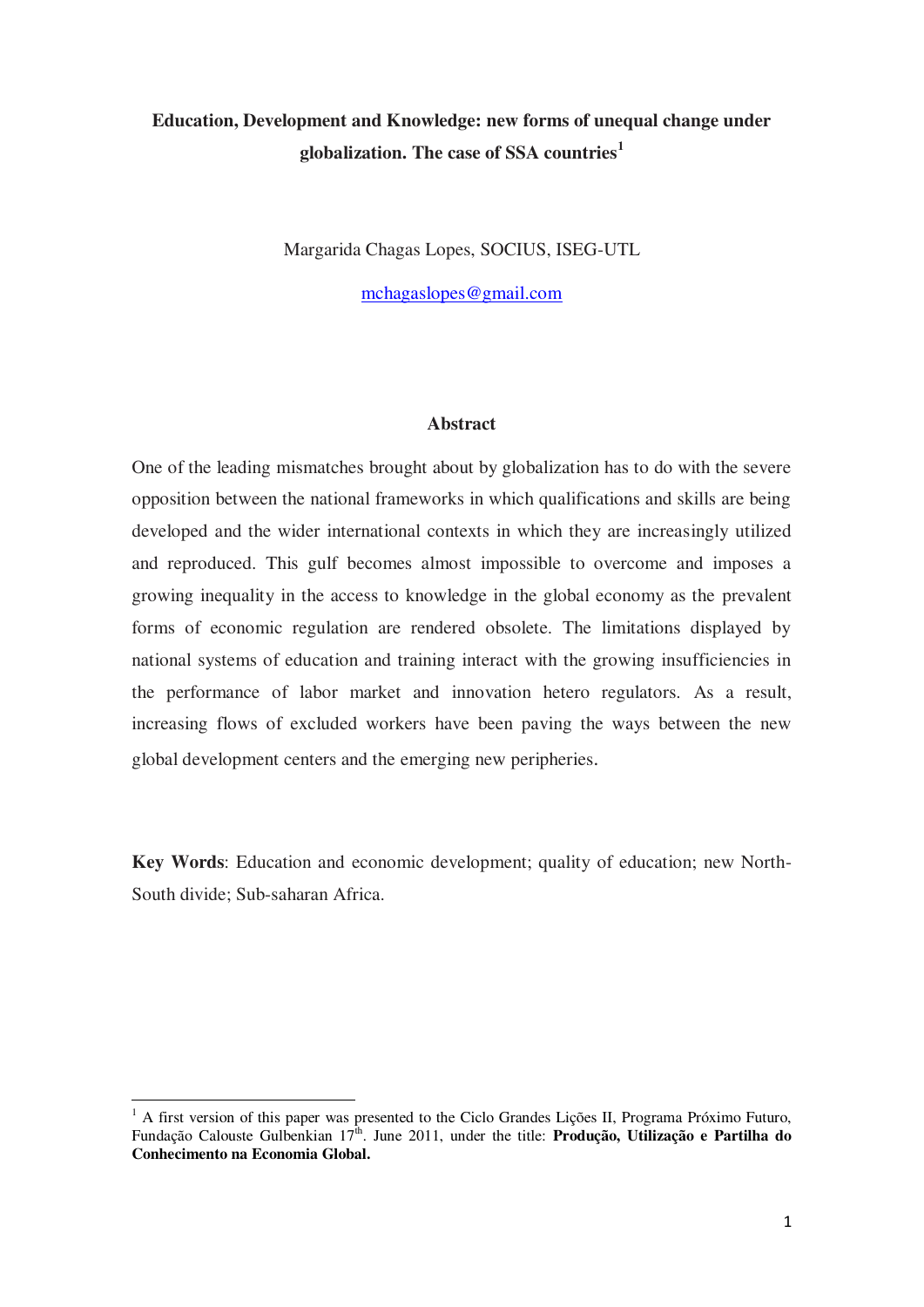**Education, Development and Knowledge: new forms of unequal change under globalization. The case of SSA countries**[1]

Margarida Chagas Lopes, SOCIUS, ISEG-UTL

mchagaslopes@gmail.com

## Abstract

One of the leading mismatches brought about by globalization has to do with the severe opposition between the national frameworks in which qualifications and skills are being developed and the wider international contexts in which they are increasingly utilized and reproduced. This gulf becomes almost impossible to overcome and imposes a growing inequality in the access to knowledge in the global economy as the prevalent forms of economic regulation are rendered obsolete. The limitations displayed by national systems of education and training interact with the growing insufficiencies in the performance of labor market and innovation hetero regulators. As a result, increasing flows of excluded workers have been paving the ways between the new global development centers and the emerging new peripheries.

**Key Words**: Education and economic development; quality of education; new North-South divide; Sub-saharan Africa.

---

[1] A first version of this paper was presented to the Ciclo Grandes Lições II, Programa Próximo Futuro, Fundação Calouste Gulbenkian 17th. June 2011, under the title: **Produção, Utilização e Partilha do Conhecimento na Economia Global.**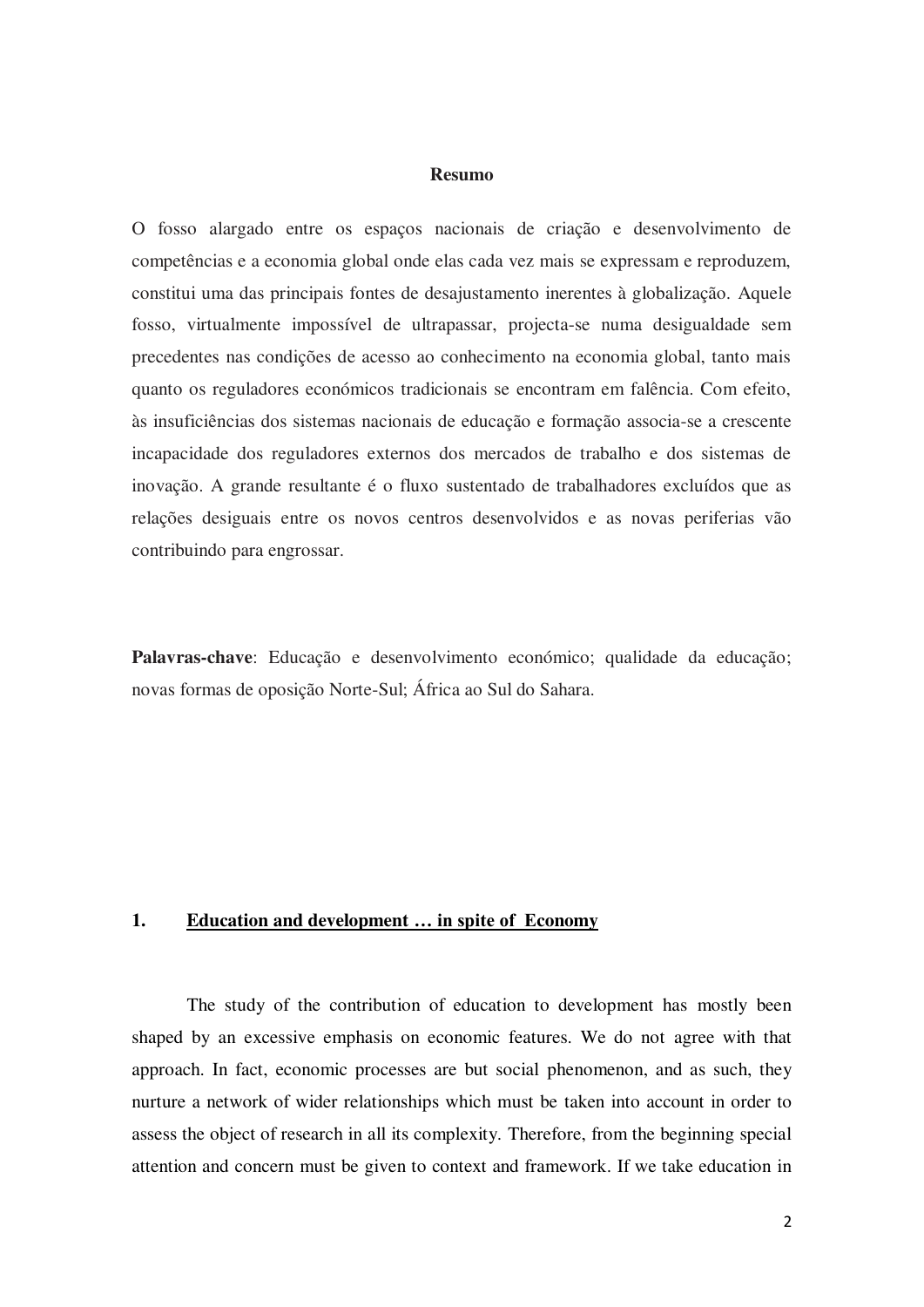## Resumo

O fosso alargado entre os espaços nacionais de criação e desenvolvimento de competências e a economia global onde elas cada vez mais se expressam e reproduzem, constitui uma das principais fontes de desajustamento inerentes à globalização. Aquele fosso, virtualmente impossível de ultrapassar, projecta-se numa desigualdade sem precedentes nas condições de acesso ao conhecimento na economia global, tanto mais quanto os reguladores económicos tradicionais se encontram em falência. Com efeito, às insuficiências dos sistemas nacionais de educação e formação associa-se a crescente incapacidade dos reguladores externos dos mercados de trabalho e dos sistemas de inovação. A grande resultante é o fluxo sustentado de trabalhadores excluídos que as relações desiguais entre os novos centros desenvolvidos e as novas periferias vão contribuindo para engrossar.

**Palavras-chave**: Educação e desenvolvimento económico; qualidade da educação; novas formas de oposição Norte-Sul; África ao Sul do Sahara.

## 1. Education and development … in spite of Economy

The study of the contribution of education to development has mostly been shaped by an excessive emphasis on economic features. We do not agree with that approach. In fact, economic processes are but social phenomenon, and as such, they nurture a network of wider relationships which must be taken into account in order to assess the object of research in all its complexity. Therefore, from the beginning special attention and concern must be given to context and framework. If we take education in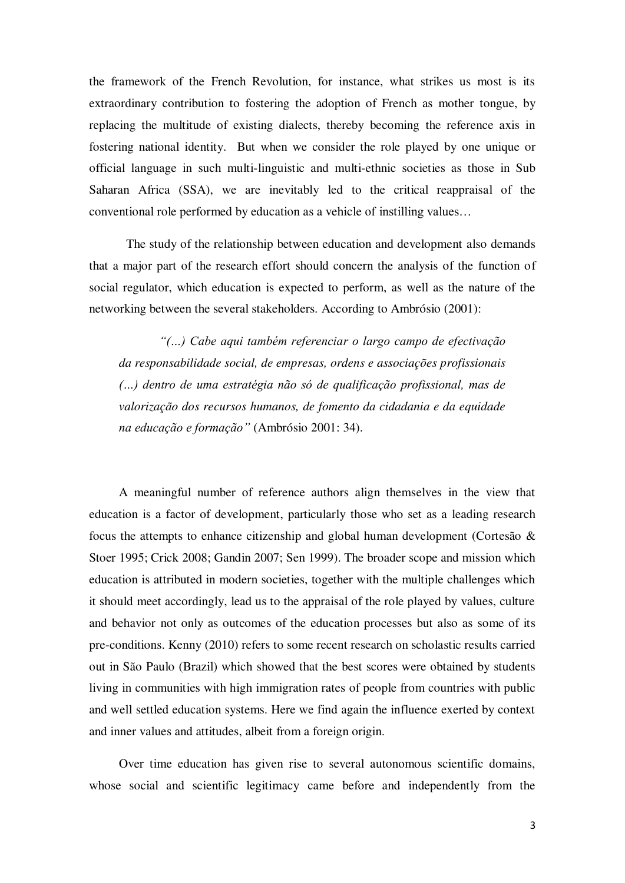the framework of the French Revolution, for instance, what strikes us most is its extraordinary contribution to fostering the adoption of French as mother tongue, by replacing the multitude of existing dialects, thereby becoming the reference axis in fostering national identity. But when we consider the role played by one unique or official language in such multi-linguistic and multi-ethnic societies as those in Sub Saharan Africa (SSA), we are inevitably led to the critical reappraisal of the conventional role performed by education as a vehicle of instilling values…

The study of the relationship between education and development also demands that a major part of the research effort should concern the analysis of the function of social regulator, which education is expected to perform, as well as the nature of the networking between the several stakeholders. According to Ambrósio (2001):

> *"(…) Cabe aqui também referenciar o largo campo de efectivação da responsabilidade social, de empresas, ordens e associações profissionais (…) dentro de uma estratégia não só de qualificação profissional, mas de valorização dos recursos humanos, de fomento da cidadania e da equidade na educação e formação"* (Ambrósio 2001: 34).

A meaningful number of reference authors align themselves in the view that education is a factor of development, particularly those who set as a leading research focus the attempts to enhance citizenship and global human development (Cortesão & Stoer 1995; Crick 2008; Gandin 2007; Sen 1999). The broader scope and mission which education is attributed in modern societies, together with the multiple challenges which it should meet accordingly, lead us to the appraisal of the role played by values, culture and behavior not only as outcomes of the education processes but also as some of its pre-conditions. Kenny (2010) refers to some recent research on scholastic results carried out in São Paulo (Brazil) which showed that the best scores were obtained by students living in communities with high immigration rates of people from countries with public and well settled education systems. Here we find again the influence exerted by context and inner values and attitudes, albeit from a foreign origin.

Over time education has given rise to several autonomous scientific domains, whose social and scientific legitimacy came before and independently from the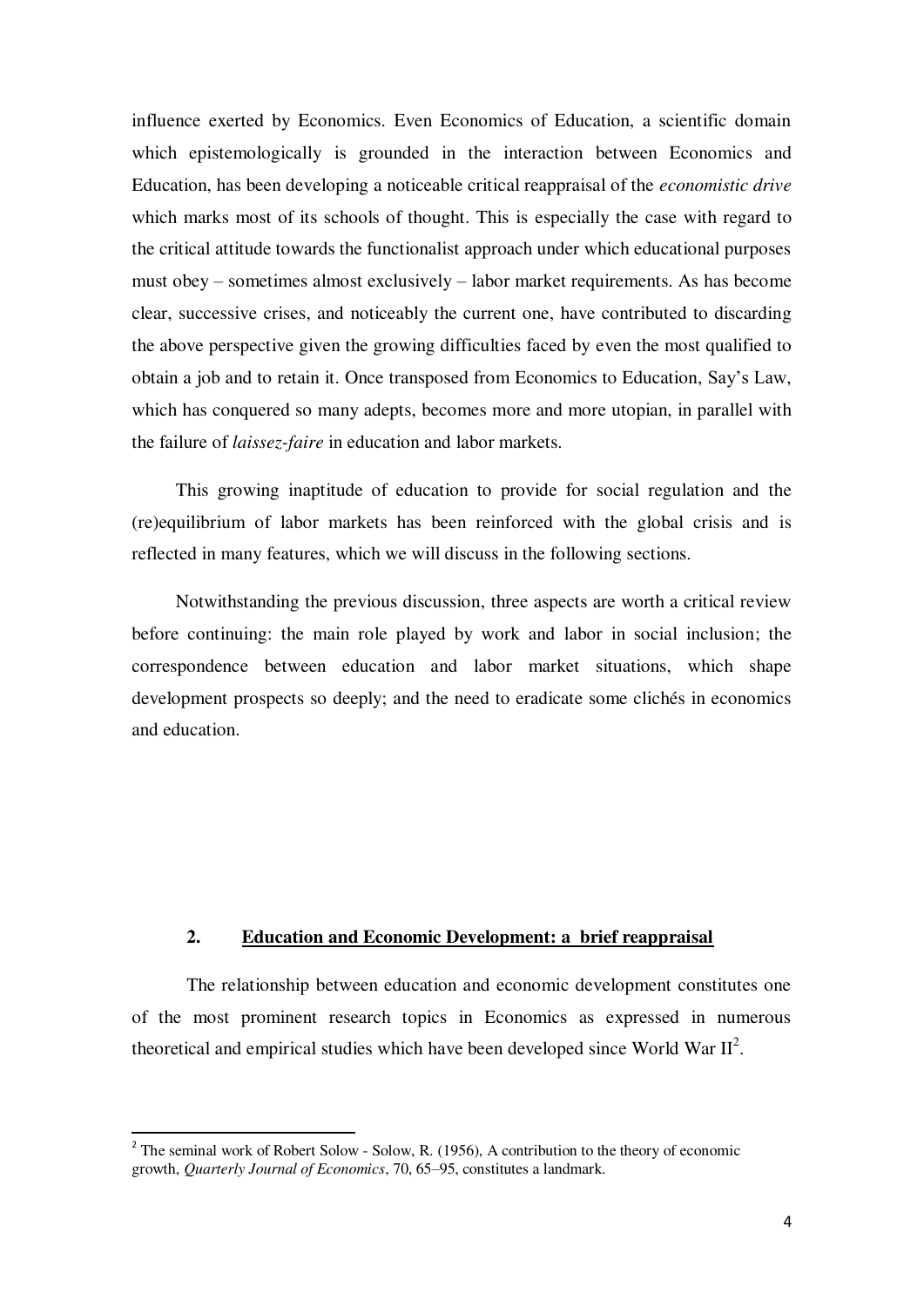influence exerted by Economics. Even Economics of Education, a scientific domain which epistemologically is grounded in the interaction between Economics and Education, has been developing a noticeable critical reappraisal of the *economistic drive* which marks most of its schools of thought. This is especially the case with regard to the critical attitude towards the functionalist approach under which educational purposes must obey – sometimes almost exclusively – labor market requirements. As has become clear, successive crises, and noticeably the current one, have contributed to discarding the above perspective given the growing difficulties faced by even the most qualified to obtain a job and to retain it. Once transposed from Economics to Education, Say's Law, which has conquered so many adepts, becomes more and more utopian, in parallel with the failure of *laissez-faire* in education and labor markets.

This growing inaptitude of education to provide for social regulation and the (re)equilibrium of labor markets has been reinforced with the global crisis and is reflected in many features, which we will discuss in the following sections.

Notwithstanding the previous discussion, three aspects are worth a critical review before continuing: the main role played by work and labor in social inclusion; the correspondence between education and labor market situations, which shape development prospects so deeply; and the need to eradicate some clichés in economics and education.

## 2. Education and Economic Development: a brief reappraisal

The relationship between education and economic development constitutes one of the most prominent research topics in Economics as expressed in numerous theoretical and empirical studies which have been developed since World War II[2].

[2] The seminal work of Robert Solow - Solow, R. (1956), A contribution to the theory of economic growth, *Quarterly Journal of Economics*, 70, 65–95, constitutes a landmark.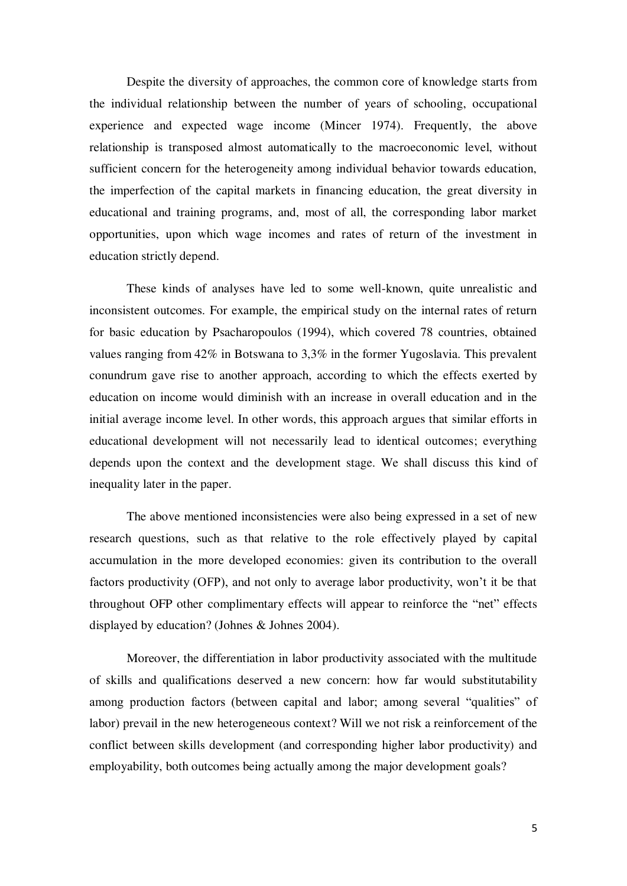Despite the diversity of approaches, the common core of knowledge starts from the individual relationship between the number of years of schooling, occupational experience and expected wage income (Mincer 1974). Frequently, the above relationship is transposed almost automatically to the macroeconomic level, without sufficient concern for the heterogeneity among individual behavior towards education, the imperfection of the capital markets in financing education, the great diversity in educational and training programs, and, most of all, the corresponding labor market opportunities, upon which wage incomes and rates of return of the investment in education strictly depend.

These kinds of analyses have led to some well-known, quite unrealistic and inconsistent outcomes. For example, the empirical study on the internal rates of return for basic education by Psacharopoulos (1994), which covered 78 countries, obtained values ranging from 42% in Botswana to 3,3% in the former Yugoslavia. This prevalent conundrum gave rise to another approach, according to which the effects exerted by education on income would diminish with an increase in overall education and in the initial average income level. In other words, this approach argues that similar efforts in educational development will not necessarily lead to identical outcomes; everything depends upon the context and the development stage. We shall discuss this kind of inequality later in the paper.

The above mentioned inconsistencies were also being expressed in a set of new research questions, such as that relative to the role effectively played by capital accumulation in the more developed economies: given its contribution to the overall factors productivity (OFP), and not only to average labor productivity, won't it be that throughout OFP other complimentary effects will appear to reinforce the "net" effects displayed by education? (Johnes & Johnes 2004).

Moreover, the differentiation in labor productivity associated with the multitude of skills and qualifications deserved a new concern: how far would substitutability among production factors (between capital and labor; among several "qualities" of labor) prevail in the new heterogeneous context? Will we not risk a reinforcement of the conflict between skills development (and corresponding higher labor productivity) and employability, both outcomes being actually among the major development goals?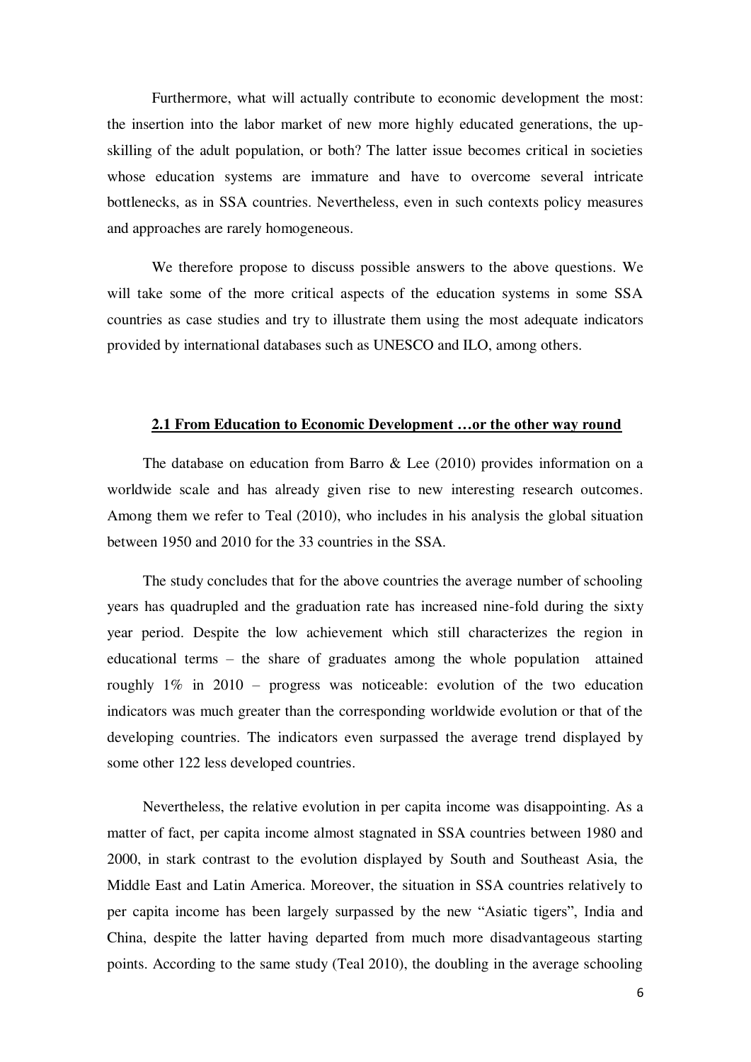Furthermore, what will actually contribute to economic development the most: the insertion into the labor market of new more highly educated generations, the up-skilling of the adult population, or both? The latter issue becomes critical in societies whose education systems are immature and have to overcome several intricate bottlenecks, as in SSA countries. Nevertheless, even in such contexts policy measures and approaches are rarely homogeneous.

We therefore propose to discuss possible answers to the above questions. We will take some of the more critical aspects of the education systems in some SSA countries as case studies and try to illustrate them using the most adequate indicators provided by international databases such as UNESCO and ILO, among others.

## 2.1 From Education to Economic Development …or the other way round

The database on education from Barro & Lee (2010) provides information on a worldwide scale and has already given rise to new interesting research outcomes. Among them we refer to Teal (2010), who includes in his analysis the global situation between 1950 and 2010 for the 33 countries in the SSA.

The study concludes that for the above countries the average number of schooling years has quadrupled and the graduation rate has increased nine-fold during the sixty year period. Despite the low achievement which still characterizes the region in educational terms – the share of graduates among the whole population attained roughly 1% in 2010 – progress was noticeable: evolution of the two education indicators was much greater than the corresponding worldwide evolution or that of the developing countries. The indicators even surpassed the average trend displayed by some other 122 less developed countries.

Nevertheless, the relative evolution in per capita income was disappointing. As a matter of fact, per capita income almost stagnated in SSA countries between 1980 and 2000, in stark contrast to the evolution displayed by South and Southeast Asia, the Middle East and Latin America. Moreover, the situation in SSA countries relatively to per capita income has been largely surpassed by the new "Asiatic tigers", India and China, despite the latter having departed from much more disadvantageous starting points. According to the same study (Teal 2010), the doubling in the average schooling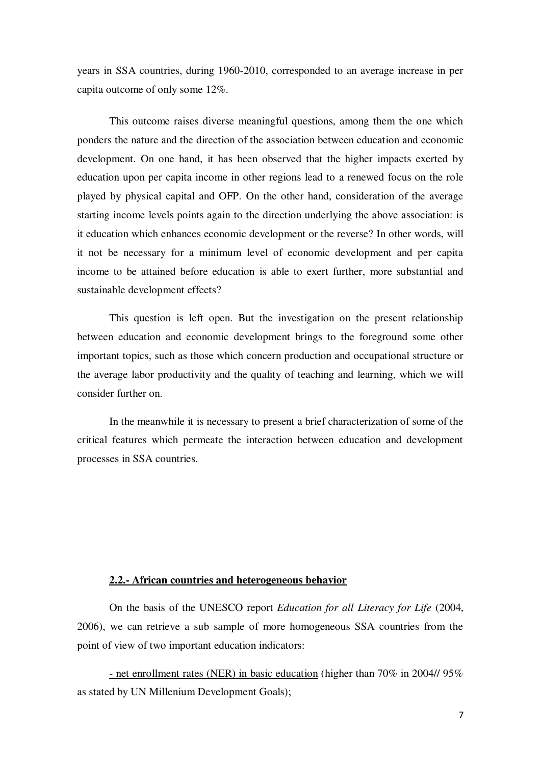years in SSA countries, during 1960-2010, corresponded to an average increase in per capita outcome of only some 12%.

This outcome raises diverse meaningful questions, among them the one which ponders the nature and the direction of the association between education and economic development. On one hand, it has been observed that the higher impacts exerted by education upon per capita income in other regions lead to a renewed focus on the role played by physical capital and OFP. On the other hand, consideration of the average starting income levels points again to the direction underlying the above association: is it education which enhances economic development or the reverse? In other words, will it not be necessary for a minimum level of economic development and per capita income to be attained before education is able to exert further, more substantial and sustainable development effects?

This question is left open. But the investigation on the present relationship between education and economic development brings to the foreground some other important topics, such as those which concern production and occupational structure or the average labor productivity and the quality of teaching and learning, which we will consider further on.

In the meanwhile it is necessary to present a brief characterization of some of the critical features which permeate the interaction between education and development processes in SSA countries.

### 2.2.- African countries and heterogeneous behavior

On the basis of the UNESCO report *Education for all Literacy for Life* (2004, 2006), we can retrieve a sub sample of more homogeneous SSA countries from the point of view of two important education indicators:

- net enrollment rates (NER) in basic education (higher than 70% in 2004// 95% as stated by UN Millenium Development Goals);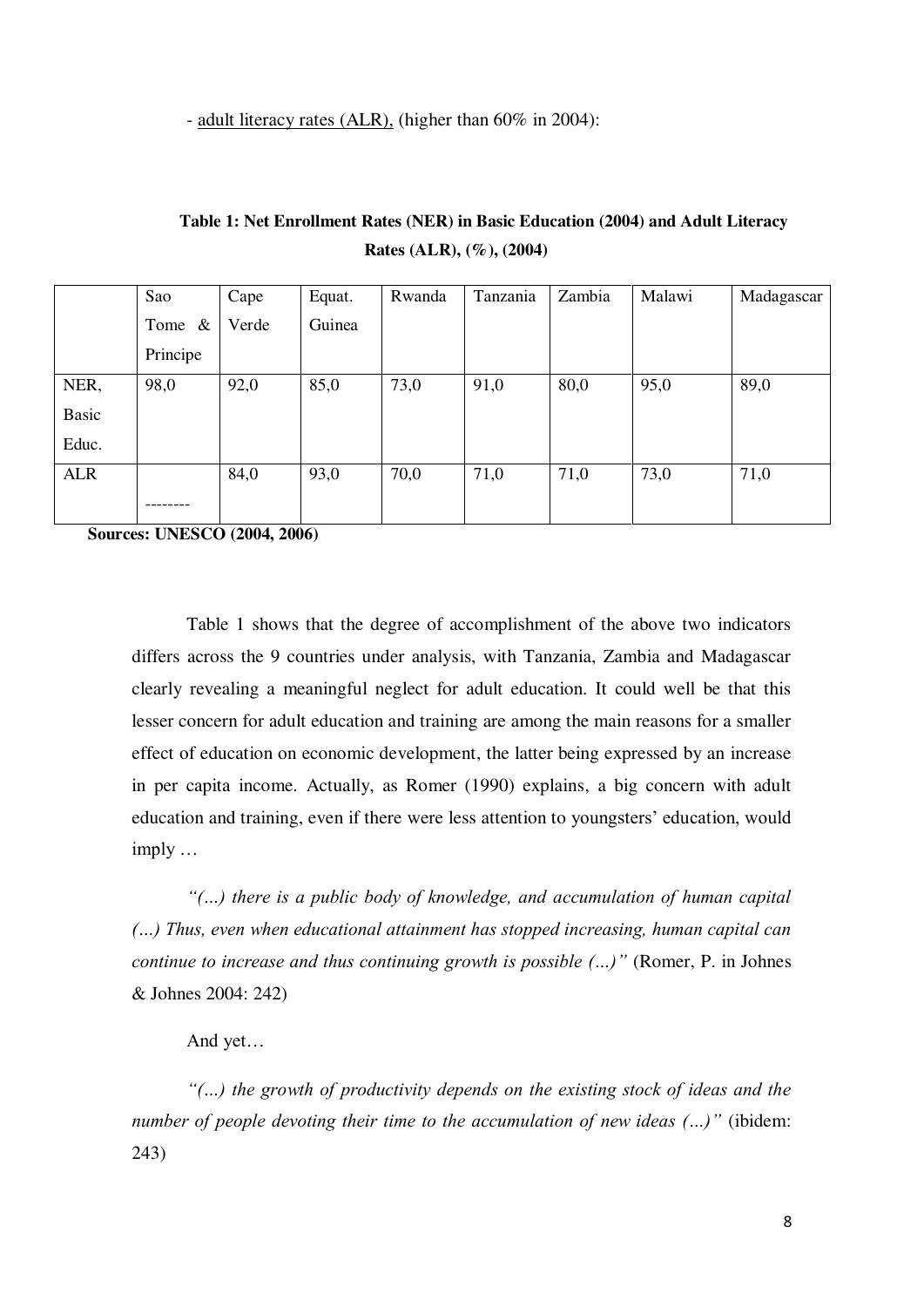- <u>adult literacy rates (ALR),</u> (higher than 60% in 2004):

**Table 1: Net Enrollment Rates (NER) in Basic Education (2004) and Adult Literacy Rates (ALR), (%), (2004)**

| | Sao Tome & Principe | Cape Verde | Equat. Guinea | Rwanda | Tanzania | Zambia | Malawi | Madagascar |
|---|---|---|---|---|---|---|---|---|
| NER, Basic Educ. | 98,0 | 92,0 | 85,0 | 73,0 | 91,0 | 80,0 | 95,0 | 89,0 |
| ALR | -------- | 84,0 | 93,0 | 70,0 | 71,0 | 71,0 | 73,0 | 71,0 |

**Sources: UNESCO (2004, 2006)**

Table 1 shows that the degree of accomplishment of the above two indicators differs across the 9 countries under analysis, with Tanzania, Zambia and Madagascar clearly revealing a meaningful neglect for adult education. It could well be that this lesser concern for adult education and training are among the main reasons for a smaller effect of education on economic development, the latter being expressed by an increase in per capita income. Actually, as Romer (1990) explains, a big concern with adult education and training, even if there were less attention to youngsters' education, would imply …

*"(…) there is a public body of knowledge, and accumulation of human capital (…) Thus, even when educational attainment has stopped increasing, human capital can continue to increase and thus continuing growth is possible (…)"* (Romer, P. in Johnes & Johnes 2004: 242)

And yet…

*"(…) the growth of productivity depends on the existing stock of ideas and the number of people devoting their time to the accumulation of new ideas (…)"* (ibidem: 243)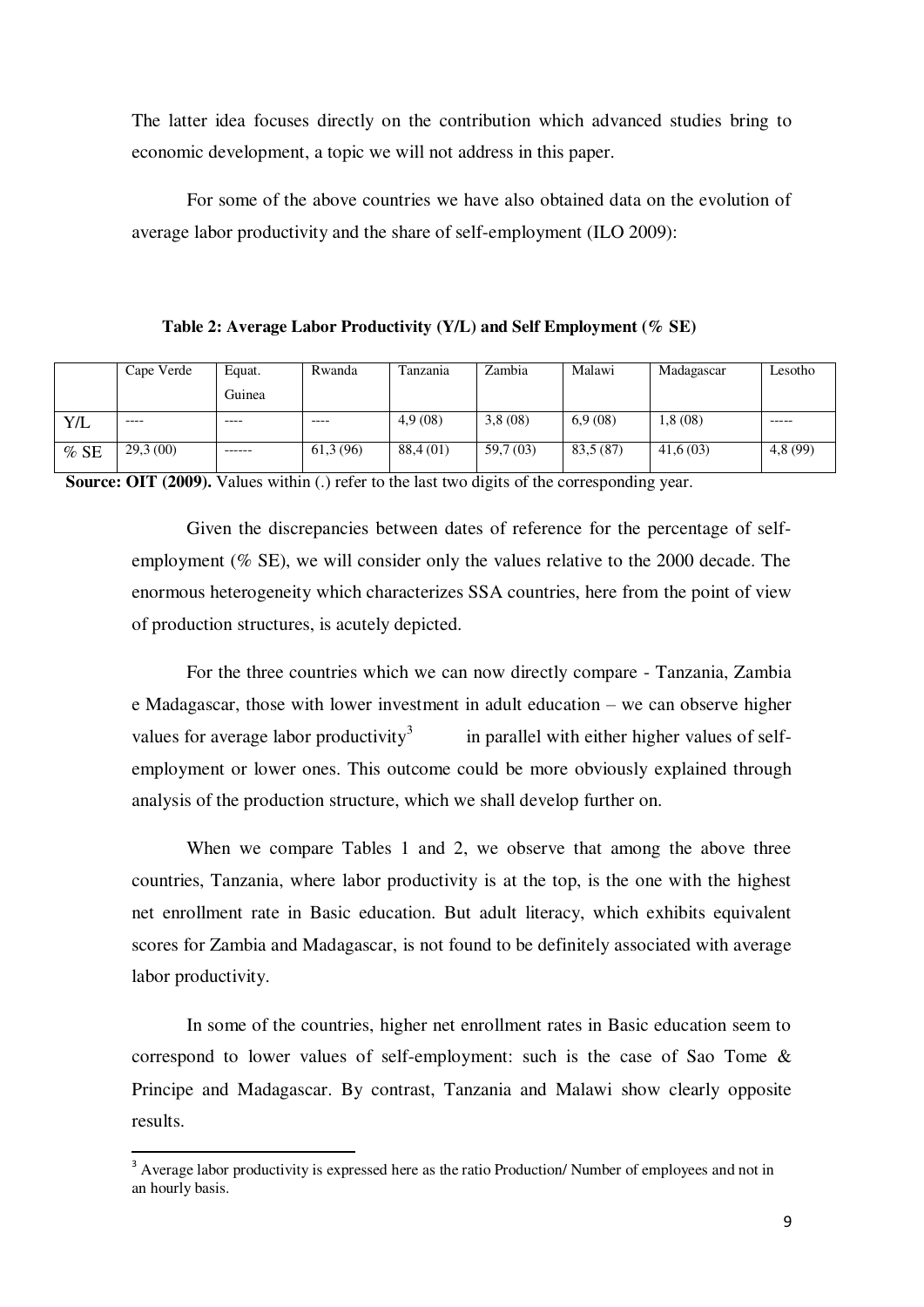The latter idea focuses directly on the contribution which advanced studies bring to economic development, a topic we will not address in this paper.

For some of the above countries we have also obtained data on the evolution of average labor productivity and the share of self-employment (ILO 2009):

**Table 2: Average Labor Productivity (Y/L) and Self Employment (% SE)**

| | Cape Verde | Equat. Guinea | Rwanda | Tanzania | Zambia | Malawi | Madagascar | Lesotho |
|---|---|---|---|---|---|---|---|---|
| Y/L | ---- | ---- | ---- | 4,9 (08) | 3,8 (08) | 6,9 (08) | 1,8 (08) | ----- |
| % SE | 29,3 (00) | ------ | 61,3 (96) | 88,4 (01) | 59,7 (03) | 83,5 (87) | 41,6 (03) | 4,8 (99) |

**Source: OIT (2009).** Values within (.) refer to the last two digits of the corresponding year.

Given the discrepancies between dates of reference for the percentage of self-employment (% SE), we will consider only the values relative to the 2000 decade. The enormous heterogeneity which characterizes SSA countries, here from the point of view of production structures, is acutely depicted.

For the three countries which we can now directly compare - Tanzania, Zambia e Madagascar, those with lower investment in adult education – we can observe higher values for average labor productivity[3] in parallel with either higher values of self-employment or lower ones. This outcome could be more obviously explained through analysis of the production structure, which we shall develop further on.

When we compare Tables 1 and 2, we observe that among the above three countries, Tanzania, where labor productivity is at the top, is the one with the highest net enrollment rate in Basic education. But adult literacy, which exhibits equivalent scores for Zambia and Madagascar, is not found to be definitely associated with average labor productivity.

In some of the countries, higher net enrollment rates in Basic education seem to correspond to lower values of self-employment: such is the case of Sao Tome & Principe and Madagascar. By contrast, Tanzania and Malawi show clearly opposite results.

[3] Average labor productivity is expressed here as the ratio Production/ Number of employees and not in an hourly basis.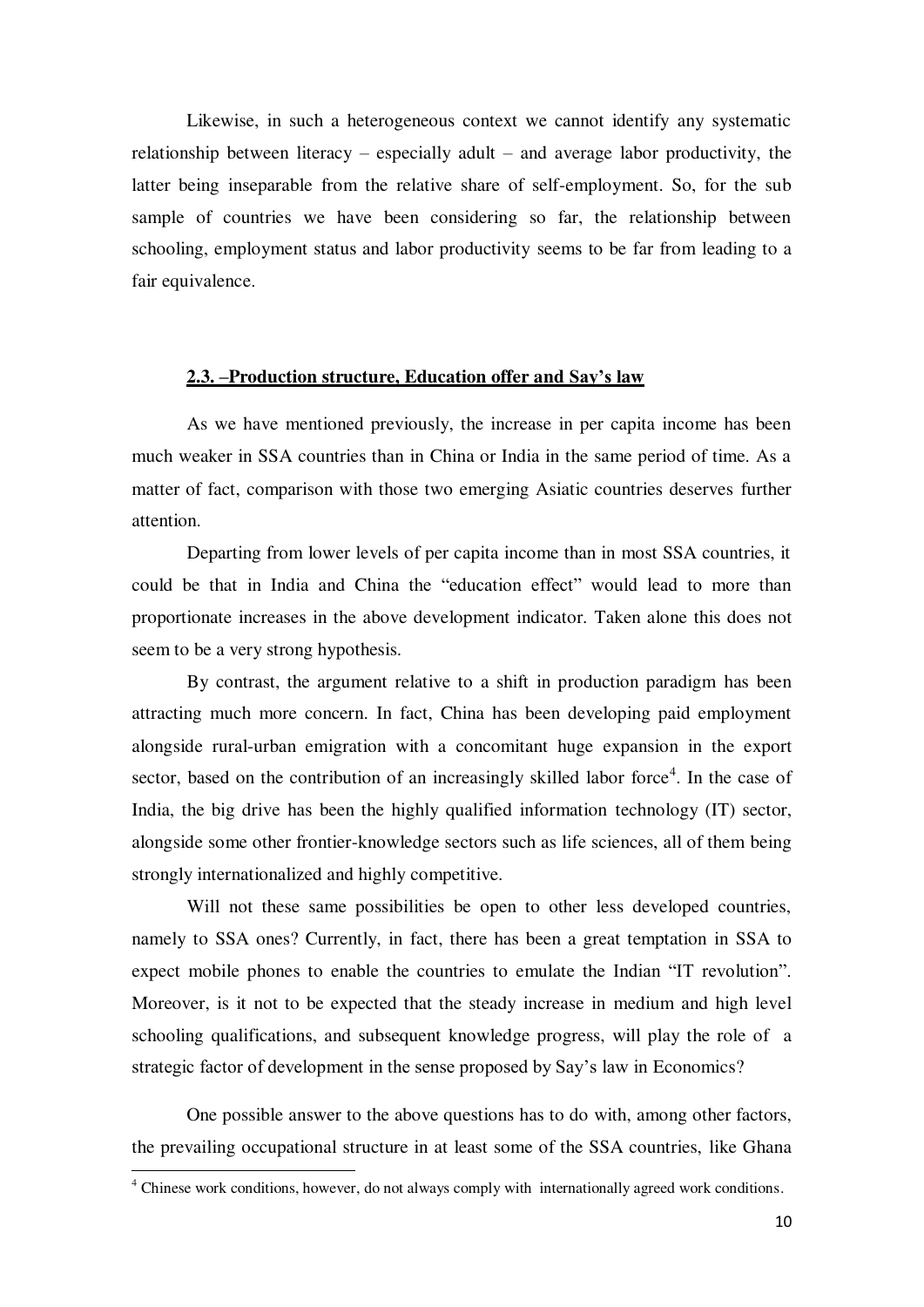Likewise, in such a heterogeneous context we cannot identify any systematic relationship between literacy – especially adult – and average labor productivity, the latter being inseparable from the relative share of self-employment. So, for the sub sample of countries we have been considering so far, the relationship between schooling, employment status and labor productivity seems to be far from leading to a fair equivalence.

### 2.3. –Production structure, Education offer and Say's law

As we have mentioned previously, the increase in per capita income has been much weaker in SSA countries than in China or India in the same period of time. As a matter of fact, comparison with those two emerging Asiatic countries deserves further attention.

Departing from lower levels of per capita income than in most SSA countries, it could be that in India and China the "education effect" would lead to more than proportionate increases in the above development indicator. Taken alone this does not seem to be a very strong hypothesis.

By contrast, the argument relative to a shift in production paradigm has been attracting much more concern. In fact, China has been developing paid employment alongside rural-urban emigration with a concomitant huge expansion in the export sector, based on the contribution of an increasingly skilled labor force[4]. In the case of India, the big drive has been the highly qualified information technology (IT) sector, alongside some other frontier-knowledge sectors such as life sciences, all of them being strongly internationalized and highly competitive.

Will not these same possibilities be open to other less developed countries, namely to SSA ones? Currently, in fact, there has been a great temptation in SSA to expect mobile phones to enable the countries to emulate the Indian "IT revolution". Moreover, is it not to be expected that the steady increase in medium and high level schooling qualifications, and subsequent knowledge progress, will play the role of a strategic factor of development in the sense proposed by Say's law in Economics?

One possible answer to the above questions has to do with, among other factors, the prevailing occupational structure in at least some of the SSA countries, like Ghana

[4] Chinese work conditions, however, do not always comply with internationally agreed work conditions.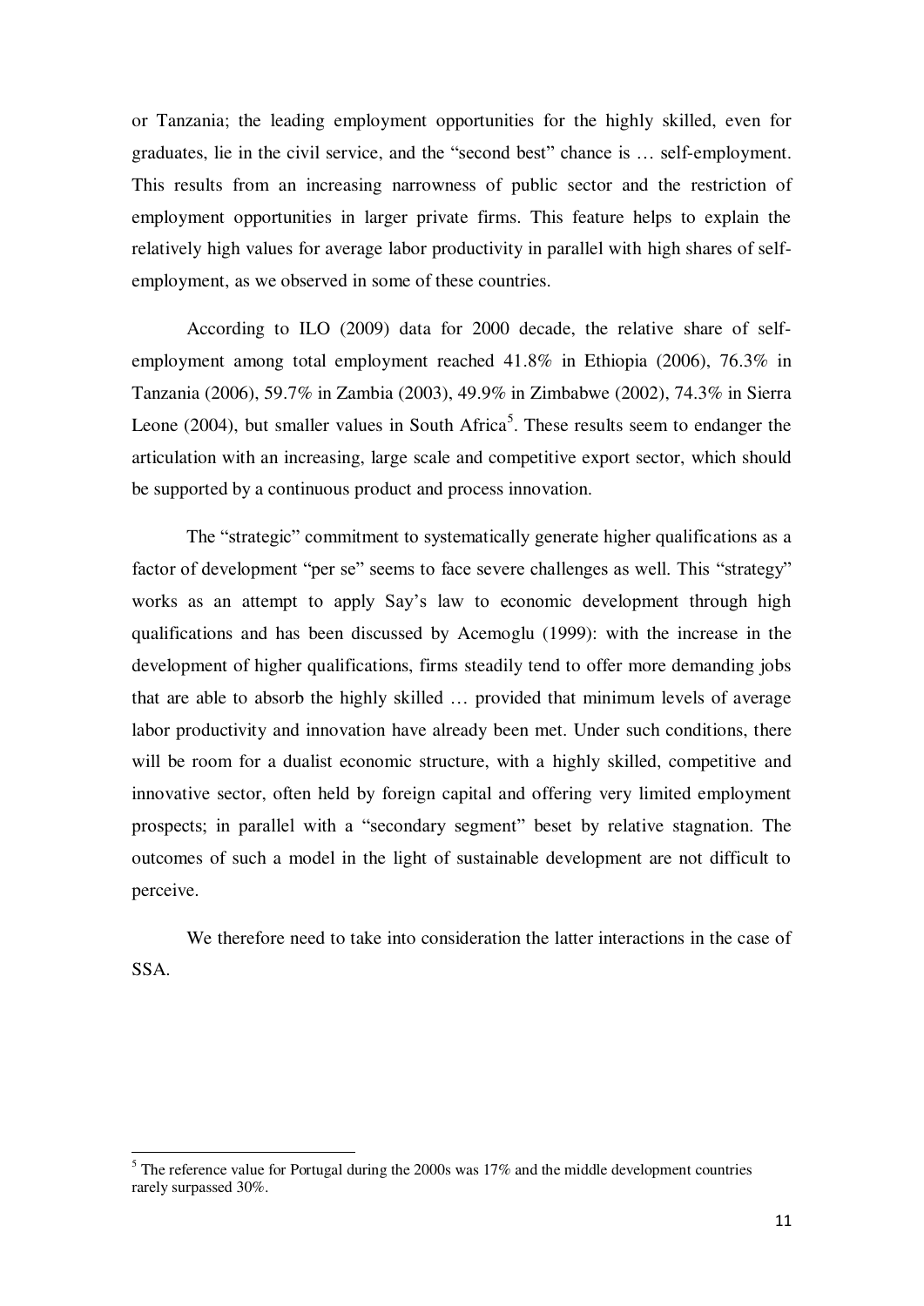or Tanzania; the leading employment opportunities for the highly skilled, even for graduates, lie in the civil service, and the "second best" chance is … self-employment. This results from an increasing narrowness of public sector and the restriction of employment opportunities in larger private firms. This feature helps to explain the relatively high values for average labor productivity in parallel with high shares of self-employment, as we observed in some of these countries.

According to ILO (2009) data for 2000 decade, the relative share of self-employment among total employment reached 41.8% in Ethiopia (2006), 76.3% in Tanzania (2006), 59.7% in Zambia (2003), 49.9% in Zimbabwe (2002), 74.3% in Sierra Leone (2004), but smaller values in South Africa[5]. These results seem to endanger the articulation with an increasing, large scale and competitive export sector, which should be supported by a continuous product and process innovation.

The "strategic" commitment to systematically generate higher qualifications as a factor of development "per se" seems to face severe challenges as well. This "strategy" works as an attempt to apply Say's law to economic development through high qualifications and has been discussed by Acemoglu (1999): with the increase in the development of higher qualifications, firms steadily tend to offer more demanding jobs that are able to absorb the highly skilled … provided that minimum levels of average labor productivity and innovation have already been met. Under such conditions, there will be room for a dualist economic structure, with a highly skilled, competitive and innovative sector, often held by foreign capital and offering very limited employment prospects; in parallel with a "secondary segment" beset by relative stagnation. The outcomes of such a model in the light of sustainable development are not difficult to perceive.

We therefore need to take into consideration the latter interactions in the case of SSA.

---

[5] The reference value for Portugal during the 2000s was 17% and the middle development countries rarely surpassed 30%.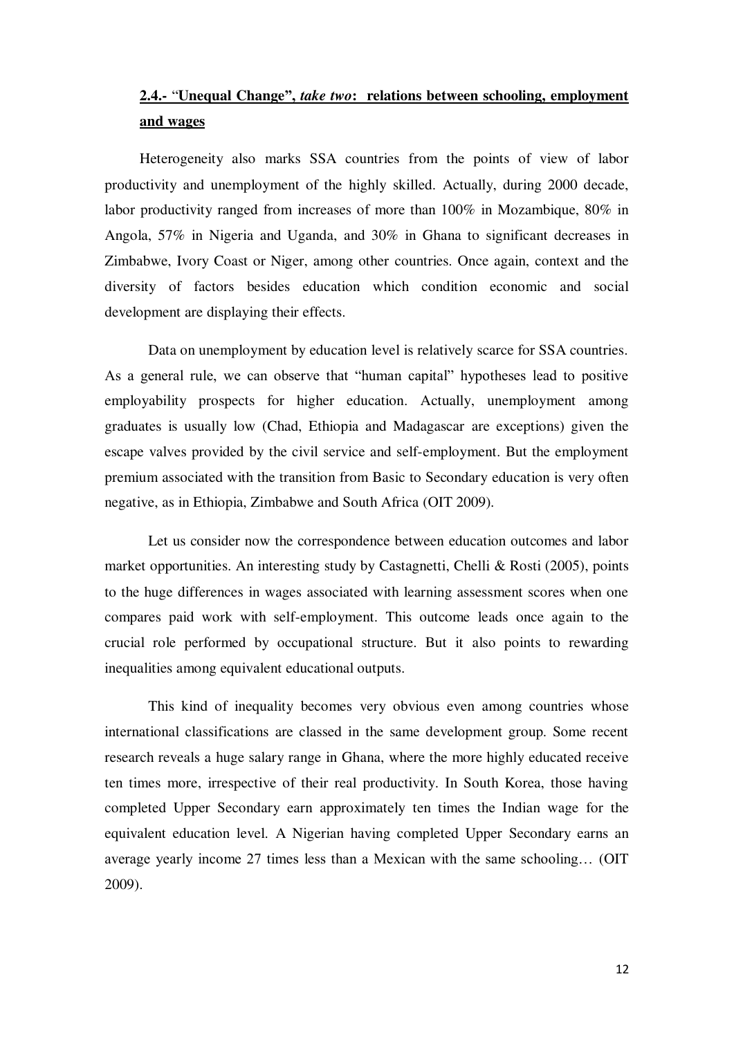## **2.4.- "Unequal Change", *take two*: relations between schooling, employment and wages**

Heterogeneity also marks SSA countries from the points of view of labor productivity and unemployment of the highly skilled. Actually, during 2000 decade, labor productivity ranged from increases of more than 100% in Mozambique, 80% in Angola, 57% in Nigeria and Uganda, and 30% in Ghana to significant decreases in Zimbabwe, Ivory Coast or Niger, among other countries. Once again, context and the diversity of factors besides education which condition economic and social development are displaying their effects.

Data on unemployment by education level is relatively scarce for SSA countries. As a general rule, we can observe that "human capital" hypotheses lead to positive employability prospects for higher education. Actually, unemployment among graduates is usually low (Chad, Ethiopia and Madagascar are exceptions) given the escape valves provided by the civil service and self-employment. But the employment premium associated with the transition from Basic to Secondary education is very often negative, as in Ethiopia, Zimbabwe and South Africa (OIT 2009).

Let us consider now the correspondence between education outcomes and labor market opportunities. An interesting study by Castagnetti, Chelli & Rosti (2005), points to the huge differences in wages associated with learning assessment scores when one compares paid work with self-employment. This outcome leads once again to the crucial role performed by occupational structure. But it also points to rewarding inequalities among equivalent educational outputs.

This kind of inequality becomes very obvious even among countries whose international classifications are classed in the same development group. Some recent research reveals a huge salary range in Ghana, where the more highly educated receive ten times more, irrespective of their real productivity. In South Korea, those having completed Upper Secondary earn approximately ten times the Indian wage for the equivalent education level. A Nigerian having completed Upper Secondary earns an average yearly income 27 times less than a Mexican with the same schooling… (OIT 2009).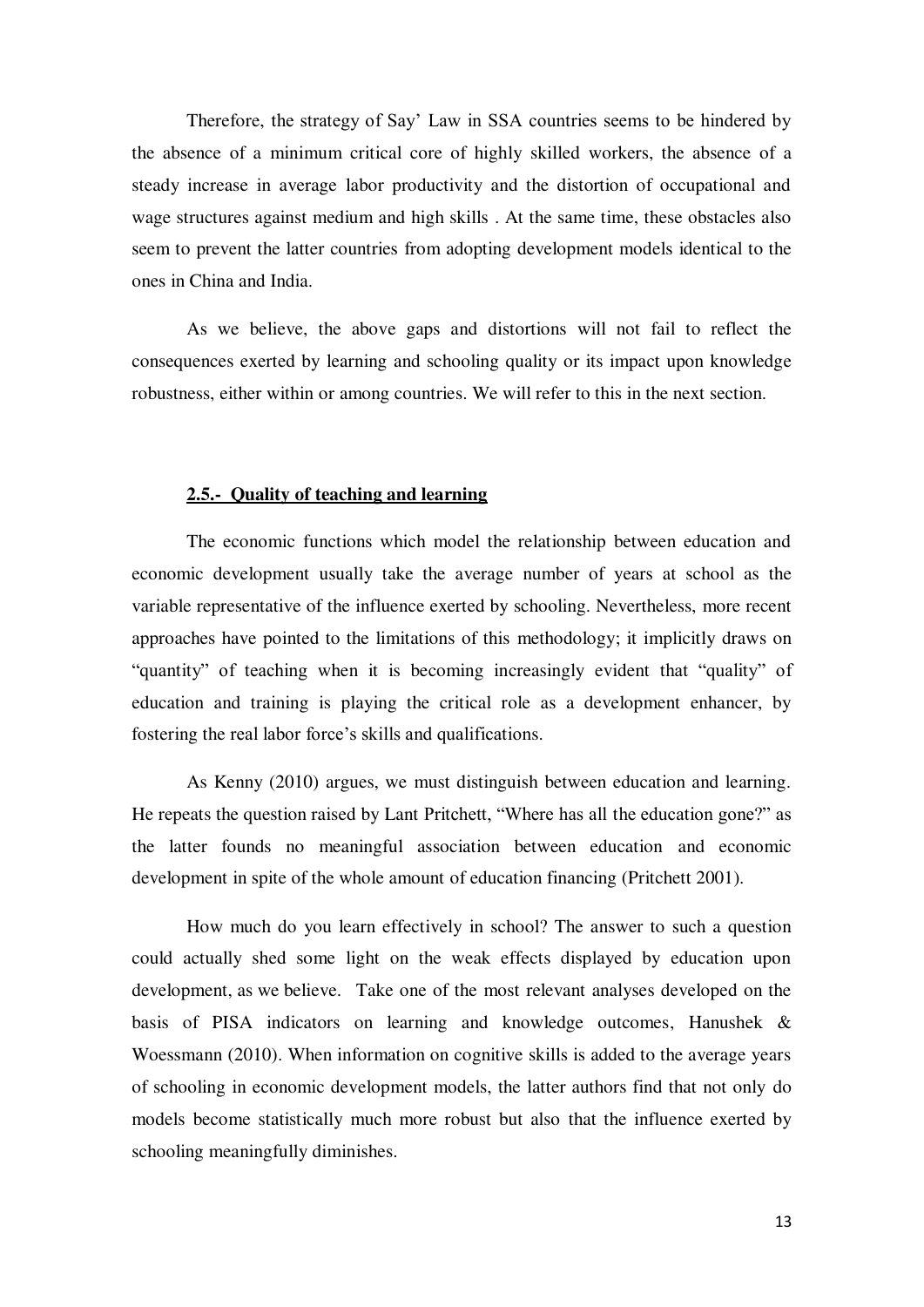Therefore, the strategy of Say' Law in SSA countries seems to be hindered by the absence of a minimum critical core of highly skilled workers, the absence of a steady increase in average labor productivity and the distortion of occupational and wage structures against medium and high skills . At the same time, these obstacles also seem to prevent the latter countries from adopting development models identical to the ones in China and India.

As we believe, the above gaps and distortions will not fail to reflect the consequences exerted by learning and schooling quality or its impact upon knowledge robustness, either within or among countries. We will refer to this in the next section.

## 2.5.- Quality of teaching and learning

The economic functions which model the relationship between education and economic development usually take the average number of years at school as the variable representative of the influence exerted by schooling. Nevertheless, more recent approaches have pointed to the limitations of this methodology; it implicitly draws on "quantity" of teaching when it is becoming increasingly evident that "quality" of education and training is playing the critical role as a development enhancer, by fostering the real labor force's skills and qualifications.

As Kenny (2010) argues, we must distinguish between education and learning. He repeats the question raised by Lant Pritchett, "Where has all the education gone?" as the latter founds no meaningful association between education and economic development in spite of the whole amount of education financing (Pritchett 2001).

How much do you learn effectively in school? The answer to such a question could actually shed some light on the weak effects displayed by education upon development, as we believe. Take one of the most relevant analyses developed on the basis of PISA indicators on learning and knowledge outcomes, Hanushek & Woessmann (2010). When information on cognitive skills is added to the average years of schooling in economic development models, the latter authors find that not only do models become statistically much more robust but also that the influence exerted by schooling meaningfully diminishes.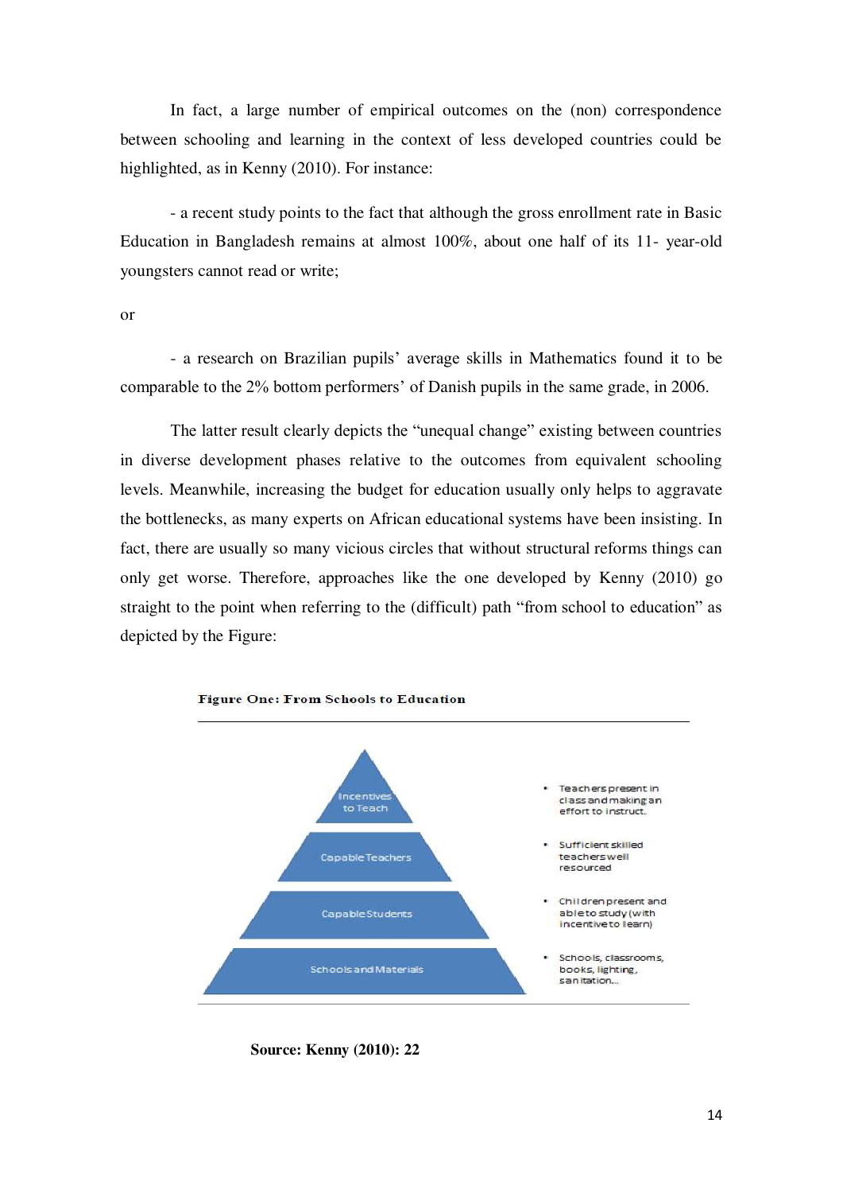In fact, a large number of empirical outcomes on the (non) correspondence between schooling and learning in the context of less developed countries could be highlighted, as in Kenny (2010). For instance:

- a recent study points to the fact that although the gross enrollment rate in Basic Education in Bangladesh remains at almost 100%, about one half of its 11- year-old youngsters cannot read or write;

or

- a research on Brazilian pupils' average skills in Mathematics found it to be comparable to the 2% bottom performers' of Danish pupils in the same grade, in 2006.

The latter result clearly depicts the "unequal change" existing between countries in diverse development phases relative to the outcomes from equivalent schooling levels. Meanwhile, increasing the budget for education usually only helps to aggravate the bottlenecks, as many experts on African educational systems have been insisting. In fact, there are usually so many vicious circles that without structural reforms things can only get worse. Therefore, approaches like the one developed by Kenny (2010) go straight to the point when referring to the (difficult) path "from school to education" as depicted by the Figure:

**Figure One: From Schools to Education**

| Level | Description |
|---|---|
| Incentives to Teach | • Teachers present in class and making an effort to instruct. |
| Capable Teachers | • Sufficient skilled teachers well resourced |
| Capable Students | • Children present and able to study (with incentive to learn) |
| Schools and Materials | • Schools, classrooms, books, lighting, sanitation... |

**Source: Kenny (2010): 22**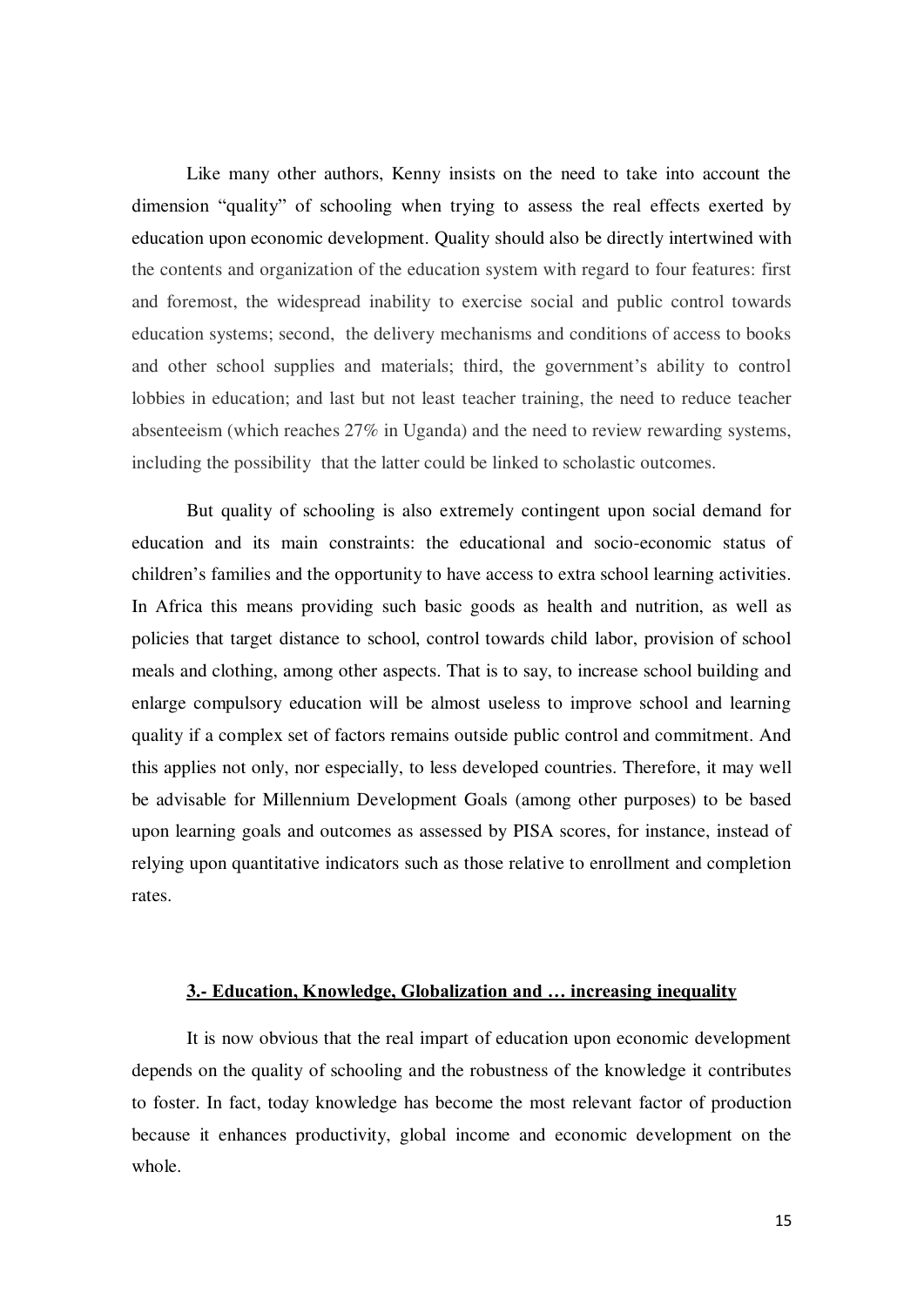Like many other authors, Kenny insists on the need to take into account the dimension "quality" of schooling when trying to assess the real effects exerted by education upon economic development. Quality should also be directly intertwined with the contents and organization of the education system with regard to four features: first and foremost, the widespread inability to exercise social and public control towards education systems; second, the delivery mechanisms and conditions of access to books and other school supplies and materials; third, the government's ability to control lobbies in education; and last but not least teacher training, the need to reduce teacher absenteeism (which reaches 27% in Uganda) and the need to review rewarding systems, including the possibility that the latter could be linked to scholastic outcomes.

But quality of schooling is also extremely contingent upon social demand for education and its main constraints: the educational and socio-economic status of children's families and the opportunity to have access to extra school learning activities. In Africa this means providing such basic goods as health and nutrition, as well as policies that target distance to school, control towards child labor, provision of school meals and clothing, among other aspects. That is to say, to increase school building and enlarge compulsory education will be almost useless to improve school and learning quality if a complex set of factors remains outside public control and commitment. And this applies not only, nor especially, to less developed countries. Therefore, it may well be advisable for Millennium Development Goals (among other purposes) to be based upon learning goals and outcomes as assessed by PISA scores, for instance, instead of relying upon quantitative indicators such as those relative to enrollment and completion rates.

## 3.- Education, Knowledge, Globalization and … increasing inequality

It is now obvious that the real impart of education upon economic development depends on the quality of schooling and the robustness of the knowledge it contributes to foster. In fact, today knowledge has become the most relevant factor of production because it enhances productivity, global income and economic development on the whole.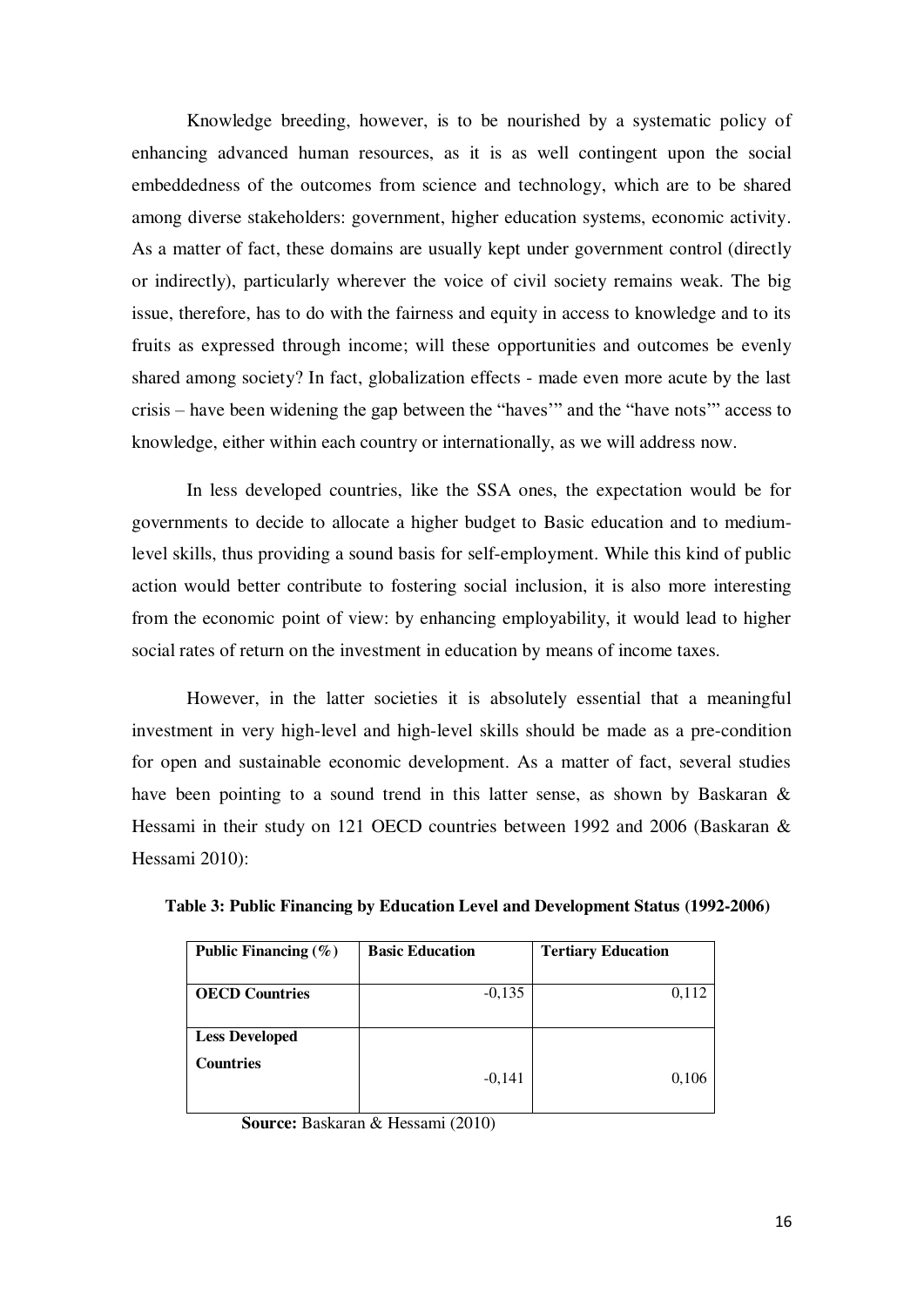Knowledge breeding, however, is to be nourished by a systematic policy of enhancing advanced human resources, as it is as well contingent upon the social embeddedness of the outcomes from science and technology, which are to be shared among diverse stakeholders: government, higher education systems, economic activity. As a matter of fact, these domains are usually kept under government control (directly or indirectly), particularly wherever the voice of civil society remains weak. The big issue, therefore, has to do with the fairness and equity in access to knowledge and to its fruits as expressed through income; will these opportunities and outcomes be evenly shared among society? In fact, globalization effects - made even more acute by the last crisis – have been widening the gap between the "haves'" and the "have nots'" access to knowledge, either within each country or internationally, as we will address now.

In less developed countries, like the SSA ones, the expectation would be for governments to decide to allocate a higher budget to Basic education and to medium-level skills, thus providing a sound basis for self-employment. While this kind of public action would better contribute to fostering social inclusion, it is also more interesting from the economic point of view: by enhancing employability, it would lead to higher social rates of return on the investment in education by means of income taxes.

However, in the latter societies it is absolutely essential that a meaningful investment in very high-level and high-level skills should be made as a pre-condition for open and sustainable economic development. As a matter of fact, several studies have been pointing to a sound trend in this latter sense, as shown by Baskaran & Hessami in their study on 121 OECD countries between 1992 and 2006 (Baskaran & Hessami 2010):

**Table 3: Public Financing by Education Level and Development Status (1992-2006)**

| Public Financing (%) | Basic Education | Tertiary Education |
|---|---|---|
| **OECD Countries** | -0,135 | 0,112 |
| **Less Developed Countries** | -0,141 | 0,106 |

**Source:** Baskaran & Hessami (2010)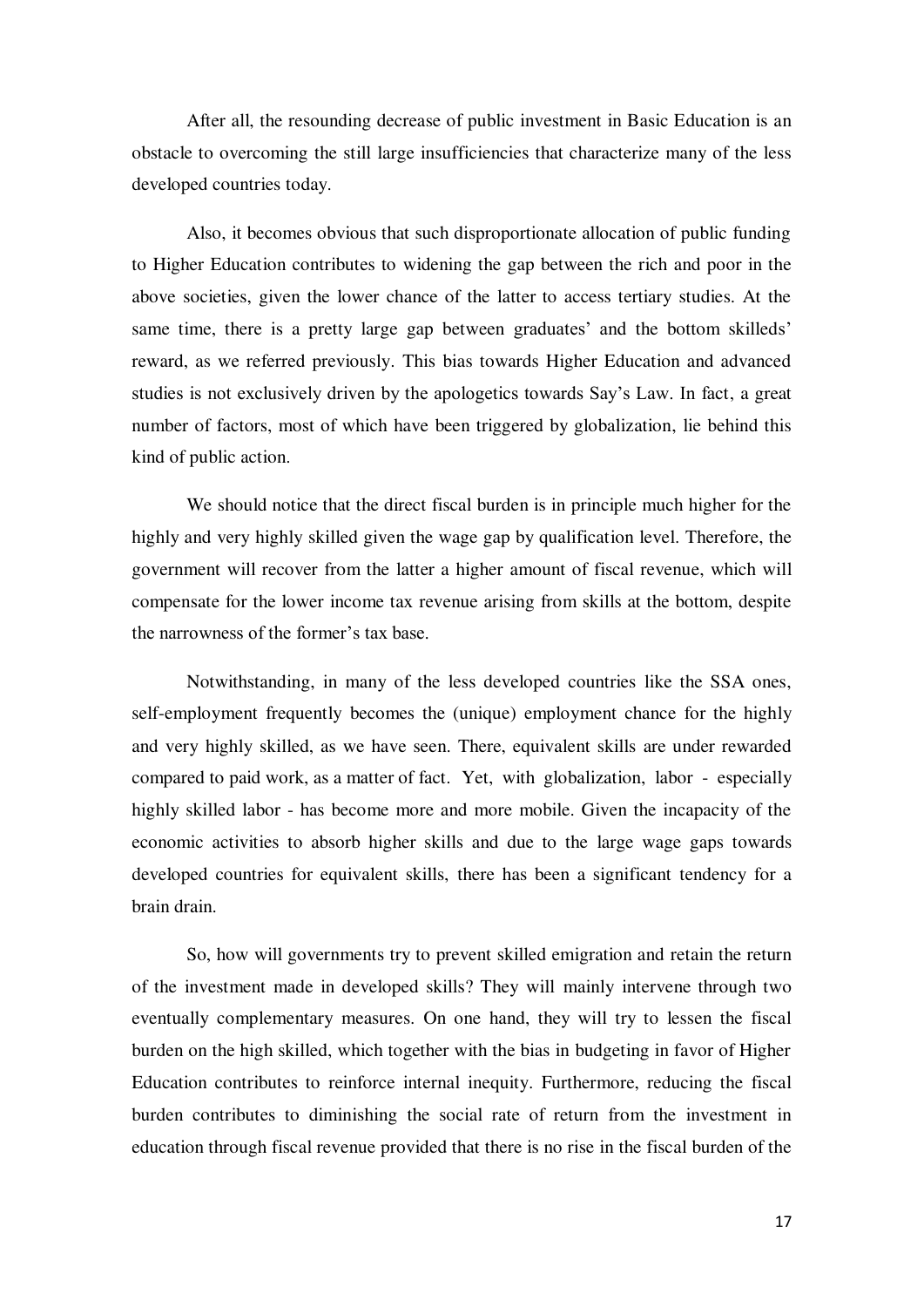After all, the resounding decrease of public investment in Basic Education is an obstacle to overcoming the still large insufficiencies that characterize many of the less developed countries today.

Also, it becomes obvious that such disproportionate allocation of public funding to Higher Education contributes to widening the gap between the rich and poor in the above societies, given the lower chance of the latter to access tertiary studies. At the same time, there is a pretty large gap between graduates' and the bottom skilleds' reward, as we referred previously. This bias towards Higher Education and advanced studies is not exclusively driven by the apologetics towards Say's Law. In fact, a great number of factors, most of which have been triggered by globalization, lie behind this kind of public action.

We should notice that the direct fiscal burden is in principle much higher for the highly and very highly skilled given the wage gap by qualification level. Therefore, the government will recover from the latter a higher amount of fiscal revenue, which will compensate for the lower income tax revenue arising from skills at the bottom, despite the narrowness of the former's tax base.

Notwithstanding, in many of the less developed countries like the SSA ones, self-employment frequently becomes the (unique) employment chance for the highly and very highly skilled, as we have seen. There, equivalent skills are under rewarded compared to paid work, as a matter of fact. Yet, with globalization, labor - especially highly skilled labor - has become more and more mobile. Given the incapacity of the economic activities to absorb higher skills and due to the large wage gaps towards developed countries for equivalent skills, there has been a significant tendency for a brain drain.

So, how will governments try to prevent skilled emigration and retain the return of the investment made in developed skills? They will mainly intervene through two eventually complementary measures. On one hand, they will try to lessen the fiscal burden on the high skilled, which together with the bias in budgeting in favor of Higher Education contributes to reinforce internal inequity. Furthermore, reducing the fiscal burden contributes to diminishing the social rate of return from the investment in education through fiscal revenue provided that there is no rise in the fiscal burden of the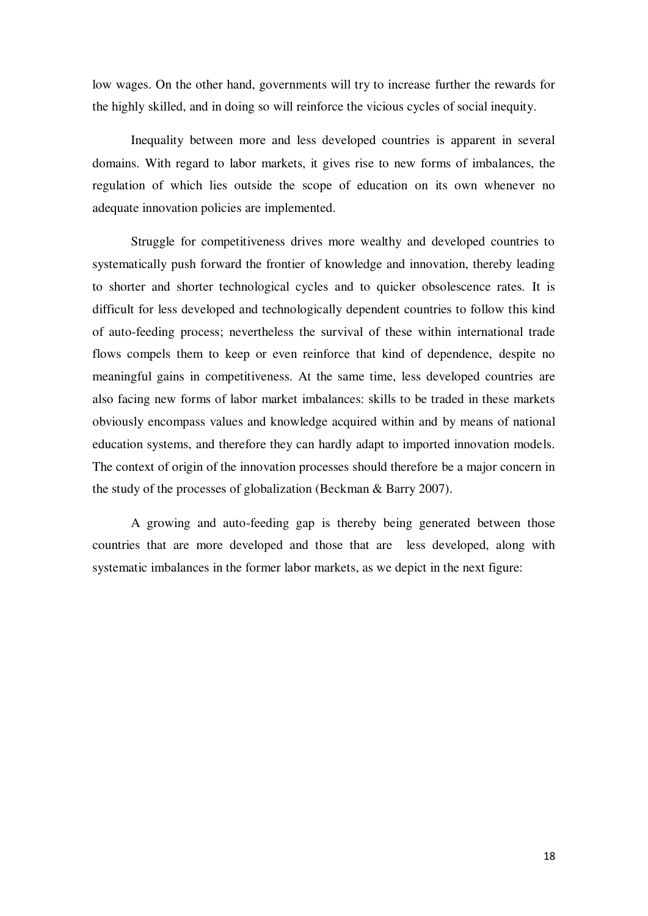low wages. On the other hand, governments will try to increase further the rewards for the highly skilled, and in doing so will reinforce the vicious cycles of social inequity.

Inequality between more and less developed countries is apparent in several domains. With regard to labor markets, it gives rise to new forms of imbalances, the regulation of which lies outside the scope of education on its own whenever no adequate innovation policies are implemented.

Struggle for competitiveness drives more wealthy and developed countries to systematically push forward the frontier of knowledge and innovation, thereby leading to shorter and shorter technological cycles and to quicker obsolescence rates. It is difficult for less developed and technologically dependent countries to follow this kind of auto-feeding process; nevertheless the survival of these within international trade flows compels them to keep or even reinforce that kind of dependence, despite no meaningful gains in competitiveness. At the same time, less developed countries are also facing new forms of labor market imbalances: skills to be traded in these markets obviously encompass values and knowledge acquired within and by means of national education systems, and therefore they can hardly adapt to imported innovation models. The context of origin of the innovation processes should therefore be a major concern in the study of the processes of globalization (Beckman & Barry 2007).

A growing and auto-feeding gap is thereby being generated between those countries that are more developed and those that are less developed, along with systematic imbalances in the former labor markets, as we depict in the next figure: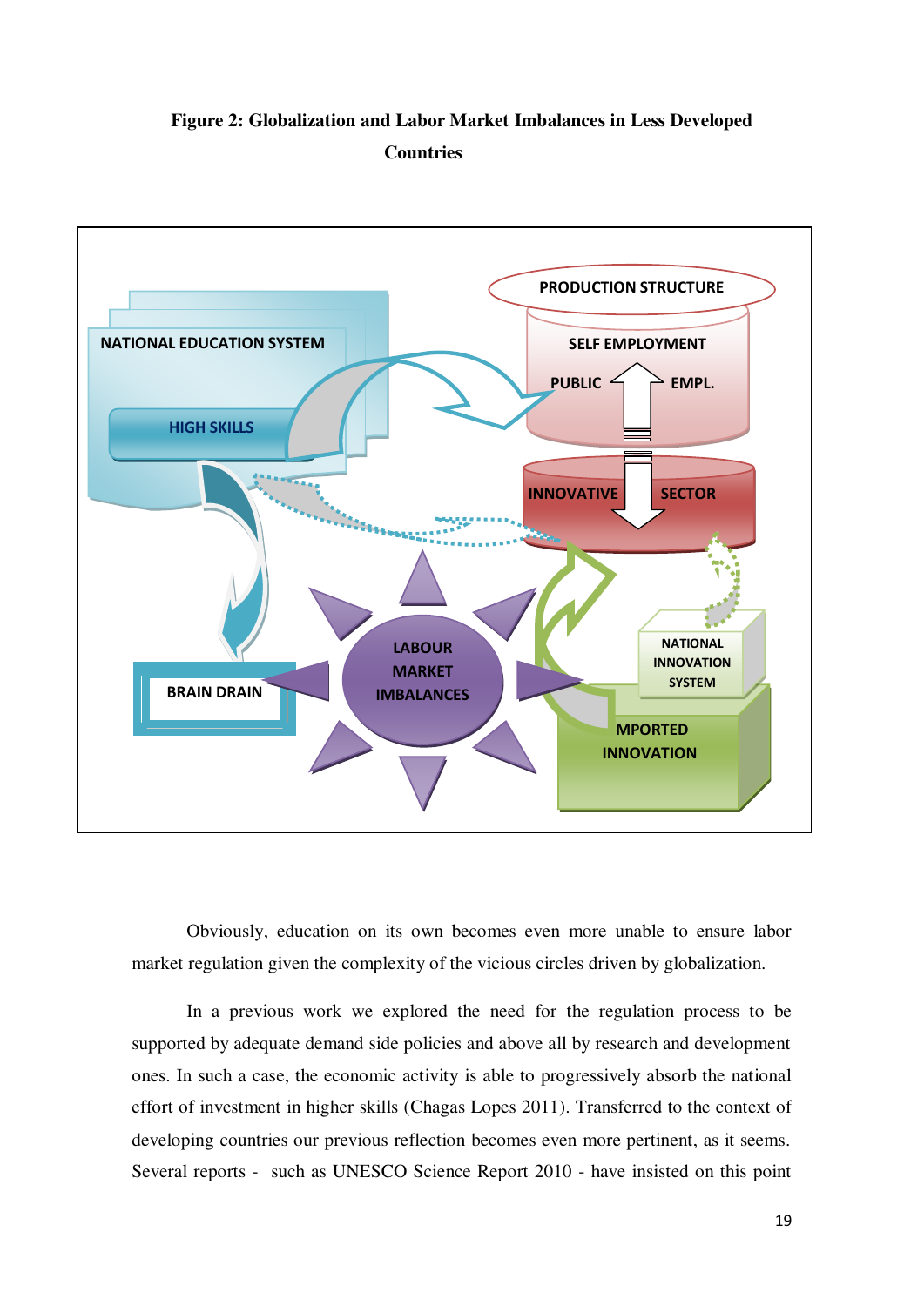**Figure 2: Globalization and Labor Market Imbalances in Less Developed Countries**

NATIONAL EDUCATION SYSTEM

HIGH SKILLS

PRODUCTION STRUCTURE

SELF EMPLOYMENT

PUBLIC EMPL.

INNOVATIVE SECTOR

LABOUR MARKET IMBALANCES

BRAIN DRAIN

NATIONAL INNOVATION SYSTEM

MPORTED INNOVATION

Obviously, education on its own becomes even more unable to ensure labor market regulation given the complexity of the vicious circles driven by globalization.

In a previous work we explored the need for the regulation process to be supported by adequate demand side policies and above all by research and development ones. In such a case, the economic activity is able to progressively absorb the national effort of investment in higher skills (Chagas Lopes 2011). Transferred to the context of developing countries our previous reflection becomes even more pertinent, as it seems. Several reports - such as UNESCO Science Report 2010 - have insisted on this point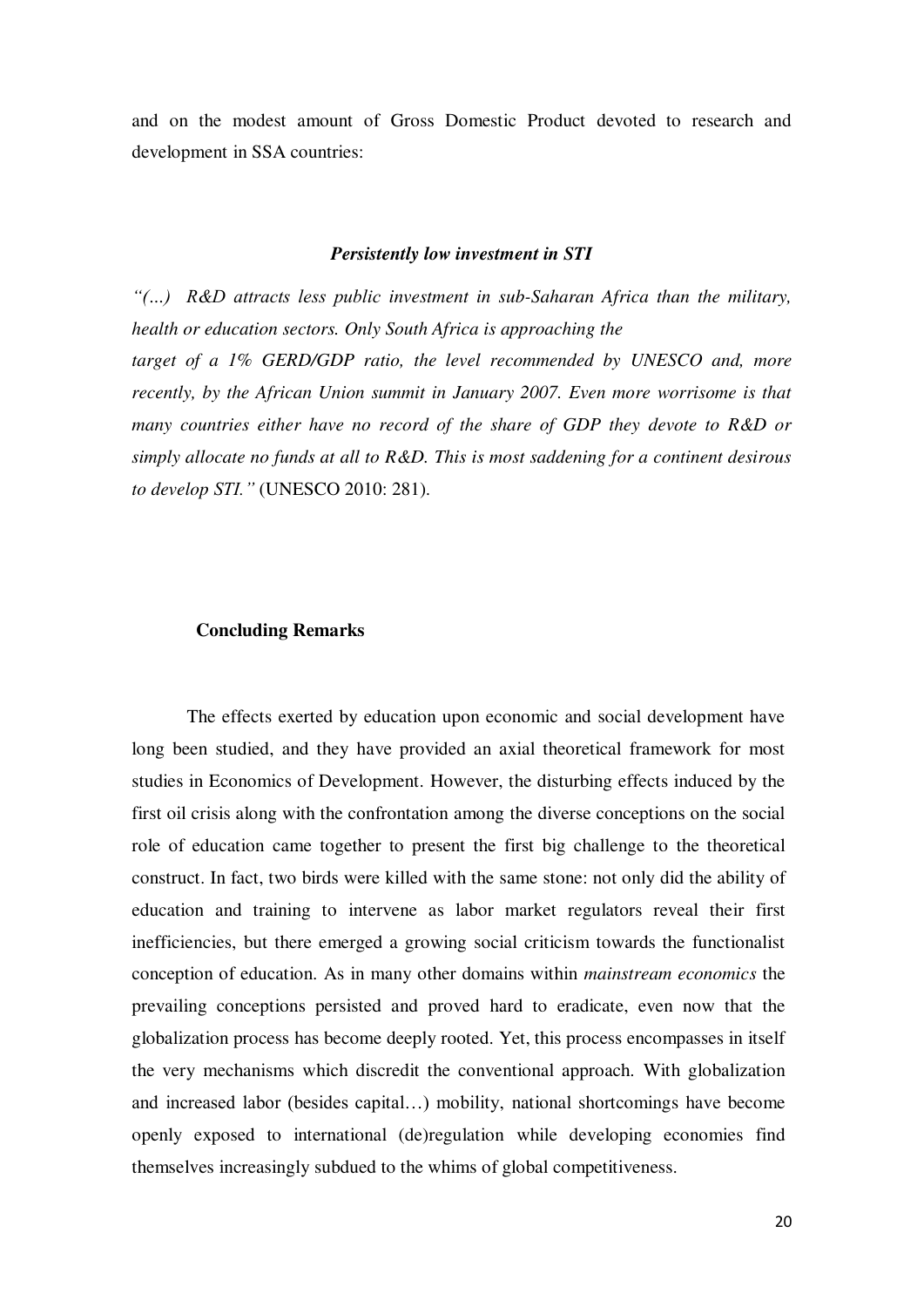and on the modest amount of Gross Domestic Product devoted to research and development in SSA countries:

***Persistently low investment in STI***

*"(...) R&D attracts less public investment in sub-Saharan Africa than the military, health or education sectors. Only South Africa is approaching the target of a 1% GERD/GDP ratio, the level recommended by UNESCO and, more recently, by the African Union summit in January 2007. Even more worrisome is that many countries either have no record of the share of GDP they devote to R&D or simply allocate no funds at all to R&D. This is most saddening for a continent desirous to develop STI."* (UNESCO 2010: 281).

## Concluding Remarks

The effects exerted by education upon economic and social development have long been studied, and they have provided an axial theoretical framework for most studies in Economics of Development. However, the disturbing effects induced by the first oil crisis along with the confrontation among the diverse conceptions on the social role of education came together to present the first big challenge to the theoretical construct. In fact, two birds were killed with the same stone: not only did the ability of education and training to intervene as labor market regulators reveal their first inefficiencies, but there emerged a growing social criticism towards the functionalist conception of education. As in many other domains within *mainstream economics* the prevailing conceptions persisted and proved hard to eradicate, even now that the globalization process has become deeply rooted. Yet, this process encompasses in itself the very mechanisms which discredit the conventional approach. With globalization and increased labor (besides capital…) mobility, national shortcomings have become openly exposed to international (de)regulation while developing economies find themselves increasingly subdued to the whims of global competitiveness.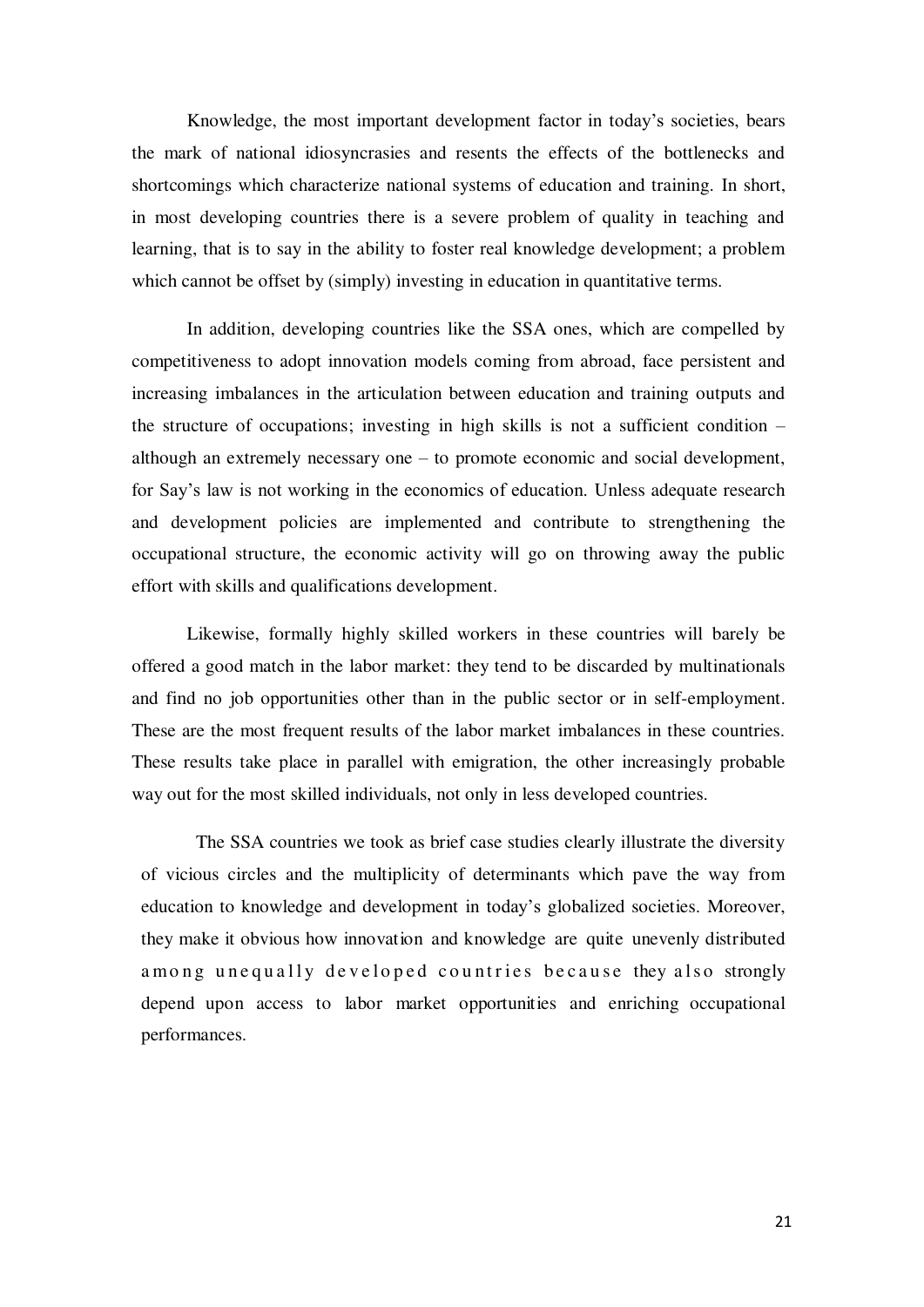Knowledge, the most important development factor in today's societies, bears the mark of national idiosyncrasies and resents the effects of the bottlenecks and shortcomings which characterize national systems of education and training. In short, in most developing countries there is a severe problem of quality in teaching and learning, that is to say in the ability to foster real knowledge development; a problem which cannot be offset by (simply) investing in education in quantitative terms.

In addition, developing countries like the SSA ones, which are compelled by competitiveness to adopt innovation models coming from abroad, face persistent and increasing imbalances in the articulation between education and training outputs and the structure of occupations; investing in high skills is not a sufficient condition – although an extremely necessary one – to promote economic and social development, for Say's law is not working in the economics of education. Unless adequate research and development policies are implemented and contribute to strengthening the occupational structure, the economic activity will go on throwing away the public effort with skills and qualifications development.

Likewise, formally highly skilled workers in these countries will barely be offered a good match in the labor market: they tend to be discarded by multinationals and find no job opportunities other than in the public sector or in self-employment. These are the most frequent results of the labor market imbalances in these countries. These results take place in parallel with emigration, the other increasingly probable way out for the most skilled individuals, not only in less developed countries.

The SSA countries we took as brief case studies clearly illustrate the diversity of vicious circles and the multiplicity of determinants which pave the way from education to knowledge and development in today's globalized societies. Moreover, they make it obvious how innovation and knowledge are quite unevenly distributed among unequally developed countries because they also strongly depend upon access to labor market opportunities and enriching occupational performances.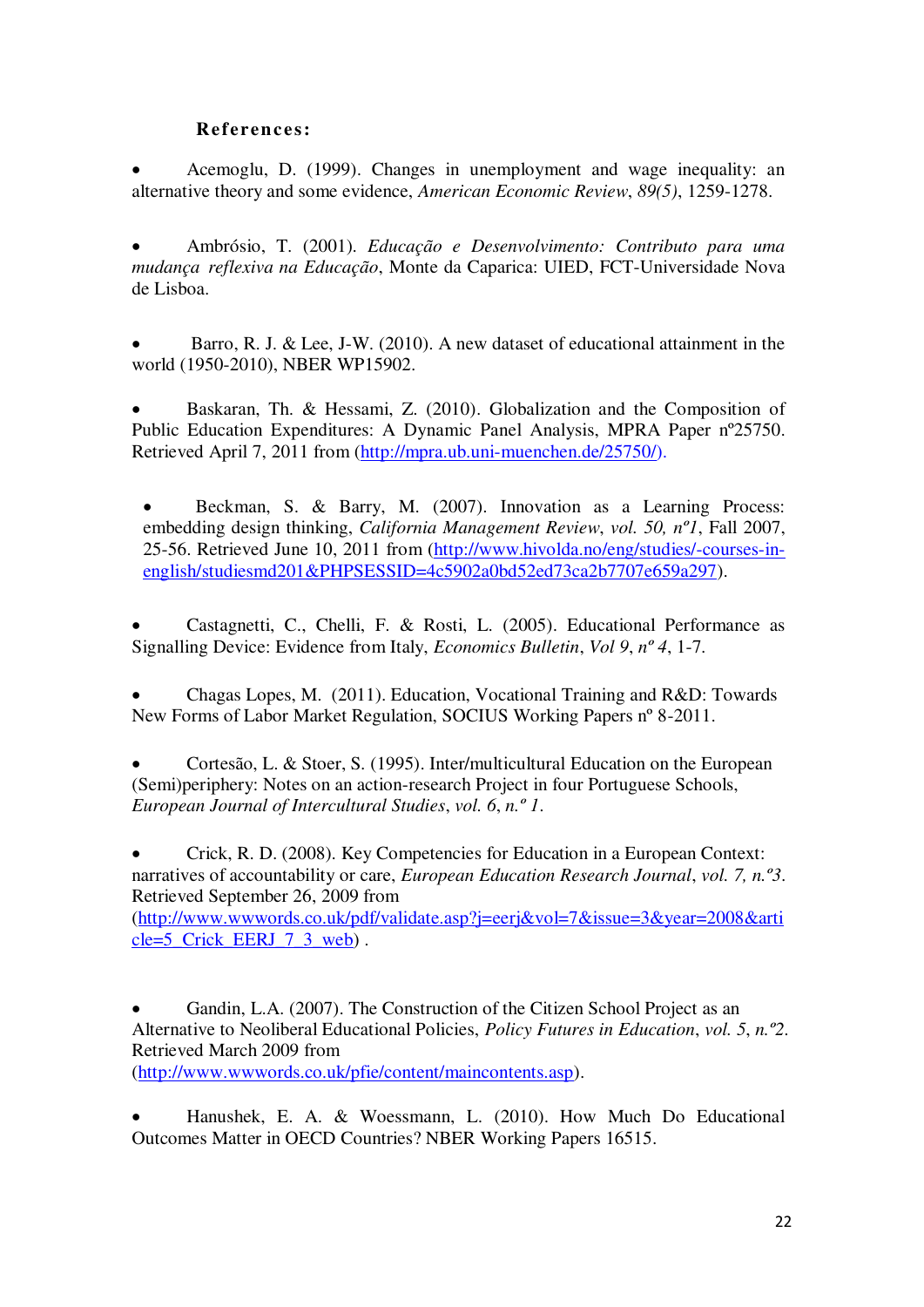## References:

- Acemoglu, D. (1999). Changes in unemployment and wage inequality: an alternative theory and some evidence, *American Economic Review*, *89(5)*, 1259-1278.

- Ambrósio, T. (2001). *Educação e Desenvolvimento: Contributo para uma mudança reflexiva na Educação*, Monte da Caparica: UIED, FCT-Universidade Nova de Lisboa.

- Barro, R. J. & Lee, J-W. (2010). A new dataset of educational attainment in the world (1950-2010), NBER WP15902.

- Baskaran, Th. & Hessami, Z. (2010). Globalization and the Composition of Public Education Expenditures: A Dynamic Panel Analysis, MPRA Paper nº25750. Retrieved April 7, 2011 from (http://mpra.ub.uni-muenchen.de/25750/).

- Beckman, S. & Barry, M. (2007). Innovation as a Learning Process: embedding design thinking, *California Management Review*, *vol. 50, nº1*, Fall 2007, 25-56. Retrieved June 10, 2011 from (http://www.hivolda.no/eng/studies/-courses-in-english/studiesmd201&PHPSESSID=4c5902a0bd52ed73ca2b7707e659a297).

- Castagnetti, C., Chelli, F. & Rosti, L. (2005). Educational Performance as Signalling Device: Evidence from Italy, *Economics Bulletin*, *Vol 9*, *nº 4*, 1-7.

- Chagas Lopes, M. (2011). Education, Vocational Training and R&D: Towards New Forms of Labor Market Regulation, SOCIUS Working Papers nº 8-2011.

- Cortesão, L. & Stoer, S. (1995). Inter/multicultural Education on the European (Semi)periphery: Notes on an action-research Project in four Portuguese Schools, *European Journal of Intercultural Studies*, *vol. 6*, *n.º 1*.

- Crick, R. D. (2008). Key Competencies for Education in a European Context: narratives of accountability or care, *European Education Research Journal*, *vol. 7, n.º3*. Retrieved September 26, 2009 from (http://www.wwwords.co.uk/pdf/validate.asp?j=eerj&vol=7&issue=3&year=2008&article=5_Crick_EERJ_7_3_web) .

- Gandin, L.A. (2007). The Construction of the Citizen School Project as an Alternative to Neoliberal Educational Policies, *Policy Futures in Education*, *vol. 5*, *n.º2*. Retrieved March 2009 from (http://www.wwwords.co.uk/pfie/content/maincontents.asp).

- Hanushek, E. A. & Woessmann, L. (2010). How Much Do Educational Outcomes Matter in OECD Countries? NBER Working Papers 16515.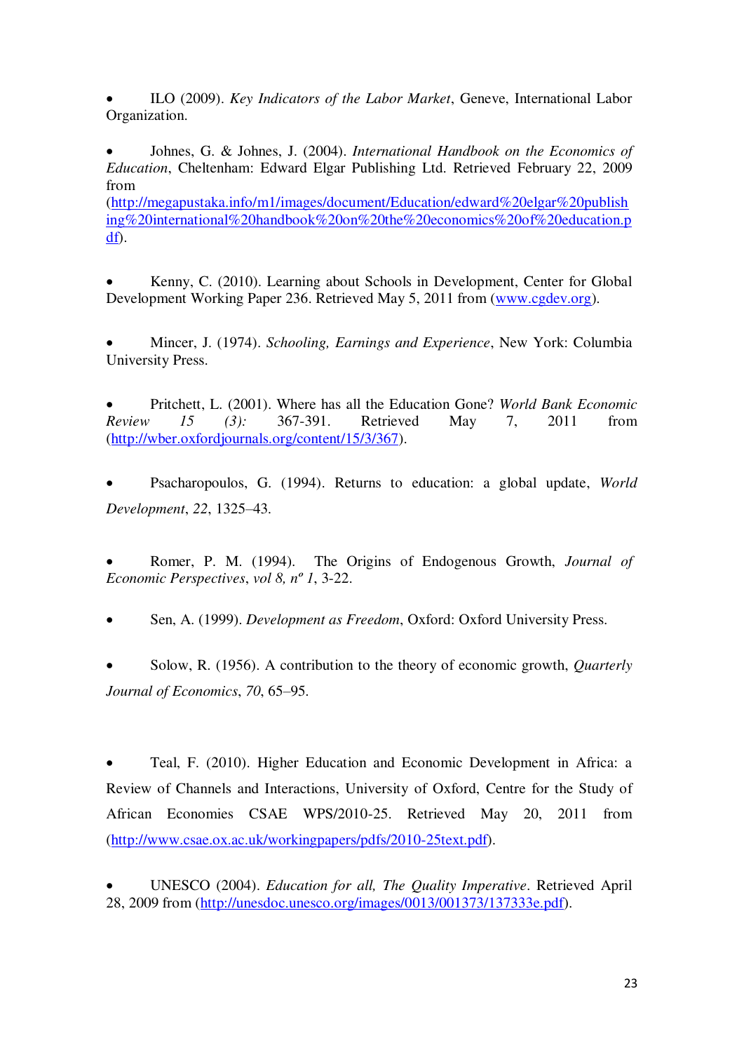- ILO (2009). *Key Indicators of the Labor Market*, Geneve, International Labor Organization.

- Johnes, G. & Johnes, J. (2004). *International Handbook on the Economics of Education*, Cheltenham: Edward Elgar Publishing Ltd. Retrieved February 22, 2009 from (http://megapustaka.info/m1/images/document/Education/edward%20elgar%20publishing%20international%20handbook%20on%20the%20economics%20of%20education.pdf).

- Kenny, C. (2010). Learning about Schools in Development, Center for Global Development Working Paper 236. Retrieved May 5, 2011 from (www.cgdev.org).

- Mincer, J. (1974). *Schooling, Earnings and Experience*, New York: Columbia University Press.

- Pritchett, L. (2001). Where has all the Education Gone? *World Bank Economic Review 15 (3):* 367-391. Retrieved May 7, 2011 from (http://wber.oxfordjournals.org/content/15/3/367).

- Psacharopoulos, G. (1994). Returns to education: a global update, *World Development*, *22*, 1325–43.

- Romer, P. M. (1994). The Origins of Endogenous Growth, *Journal of Economic Perspectives*, *vol 8, nº 1*, 3-22.

- Sen, A. (1999). *Development as Freedom*, Oxford: Oxford University Press.

- Solow, R. (1956). A contribution to the theory of economic growth, *Quarterly Journal of Economics*, *70*, 65–95.

- Teal, F. (2010). Higher Education and Economic Development in Africa: a Review of Channels and Interactions, University of Oxford, Centre for the Study of African Economies CSAE WPS/2010-25. Retrieved May 20, 2011 from (http://www.csae.ox.ac.uk/workingpapers/pdfs/2010-25text.pdf).

- UNESCO (2004). *Education for all, The Quality Imperative*. Retrieved April 28, 2009 from (http://unesdoc.unesco.org/images/0013/001373/137333e.pdf).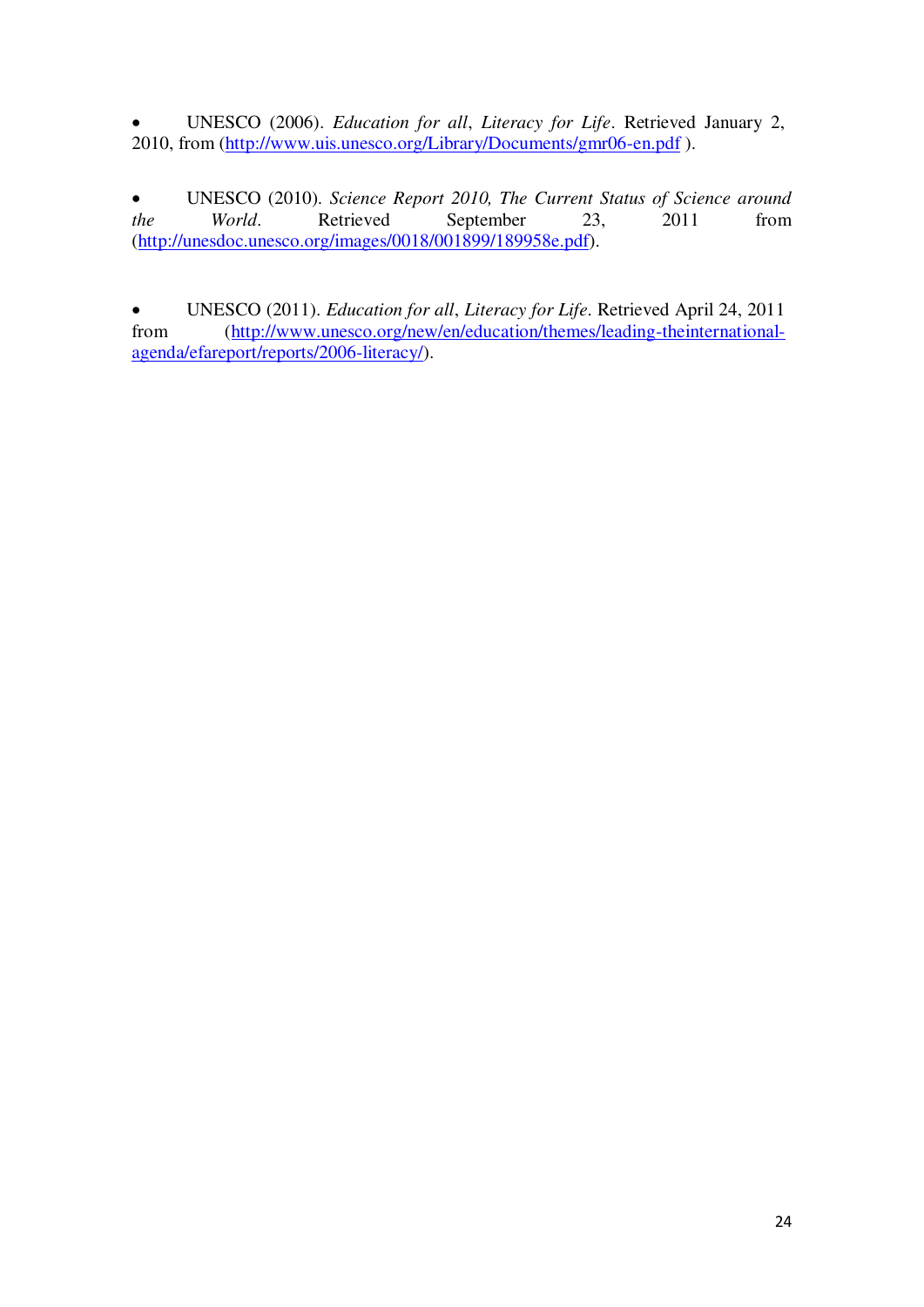- UNESCO (2006). *Education for all*, *Literacy for Life*. Retrieved January 2, 2010, from (http://www.uis.unesco.org/Library/Documents/gmr06-en.pdf ).

- UNESCO (2010). *Science Report 2010, The Current Status of Science around the World*. Retrieved September 23, 2011 from (http://unesdoc.unesco.org/images/0018/001899/189958e.pdf).

- UNESCO (2011). *Education for all*, *Literacy for Life*. Retrieved April 24, 2011 from (http://www.unesco.org/new/en/education/themes/leading-theinternational-agenda/efareport/reports/2006-literacy/).